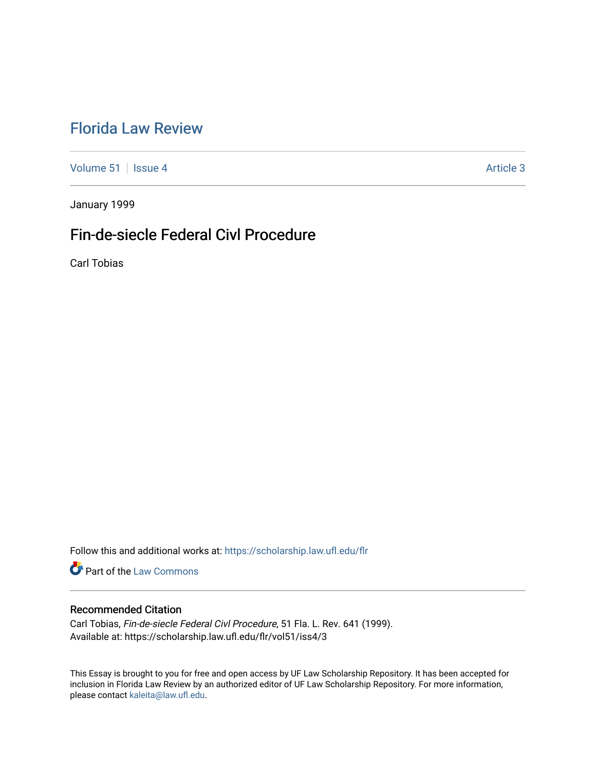# Florida Law Review

Volume 51 | Issue 4 | Article 3

January 1999

## Fin-de-siecle Federal Civl Procedure

Carl Tobias

Follow this and additional works at: https://scholarship.law.ufl.edu/flr

Part of the Law Commons

### Recommended Citation

Carl Tobias, *Fin-de-siecle Federal Civl Procedure*, 51 Fla. L. Rev. 641 (1999).
Available at: https://scholarship.law.ufl.edu/flr/vol51/iss4/3

This Essay is brought to you for free and open access by UF Law Scholarship Repository. It has been accepted for inclusion in Florida Law Review by an authorized editor of UF Law Scholarship Repository. For more information, please contact kaleita@law.ufl.edu.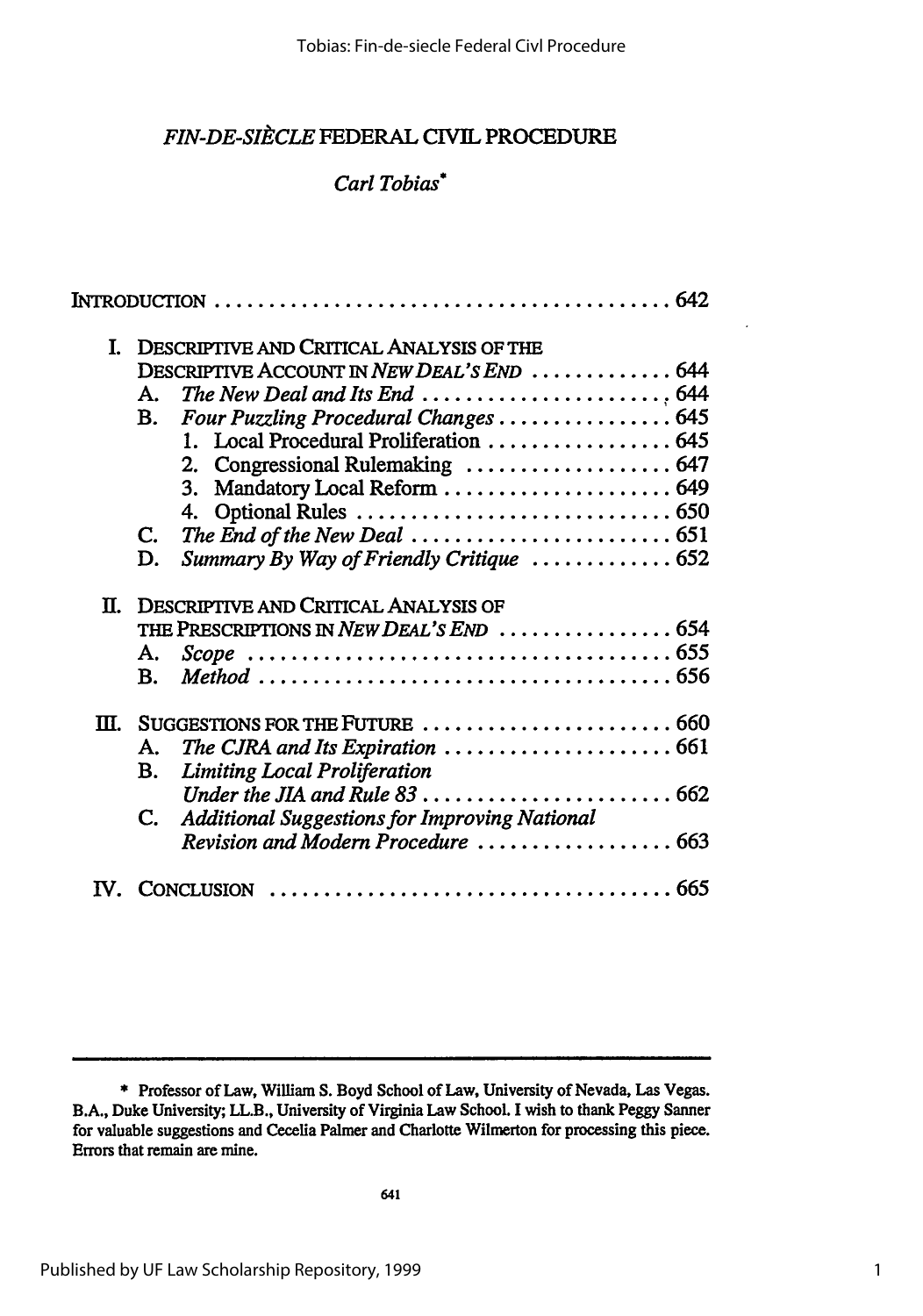# *FIN-DE-SIÈCLE* FEDERAL CIVIL PROCEDURE

*Carl Tobias**

INTRODUCTION .......................................... 642

I. DESCRIPTIVE AND CRITICAL ANALYSIS OF THE DESCRIPTIVE ACCOUNT IN *NEW DEAL'S END* ............. 644
   - A. *The New Deal and Its End* ...................... 644
   - B. *Four Puzzling Procedural Changes* ................ 645
     1. Local Procedural Proliferation ................. 645
     2. Congressional Rulemaking ................... 647
     3. Mandatory Local Reform ..................... 649
     4. Optional Rules ............................ 650
   - C. *The End of the New Deal* ........................ 651
   - D. *Summary By Way of Friendly Critique* ............ 652

II. DESCRIPTIVE AND CRITICAL ANALYSIS OF THE PRESCRIPTIONS IN *NEW DEAL'S END* ................ 654
   - A. *Scope* ....................................... 655
   - B. *Method* ..................................... 656

III. SUGGESTIONS FOR THE FUTURE ....................... 660
   - A. *The CJRA and Its Expiration* ..................... 661
   - B. *Limiting Local Proliferation Under the JIA and Rule 83* ....................... 662
   - C. *Additional Suggestions for Improving National Revision and Modern Procedure* .................. 663

IV. CONCLUSION ..................................... 665

---

\* Professor of Law, William S. Boyd School of Law, University of Nevada, Las Vegas. B.A., Duke University; LL.B., University of Virginia Law School. I wish to thank Peggy Sanner for valuable suggestions and Cecelia Palmer and Charlotte Wilmerton for processing this piece. Errors that remain are mine.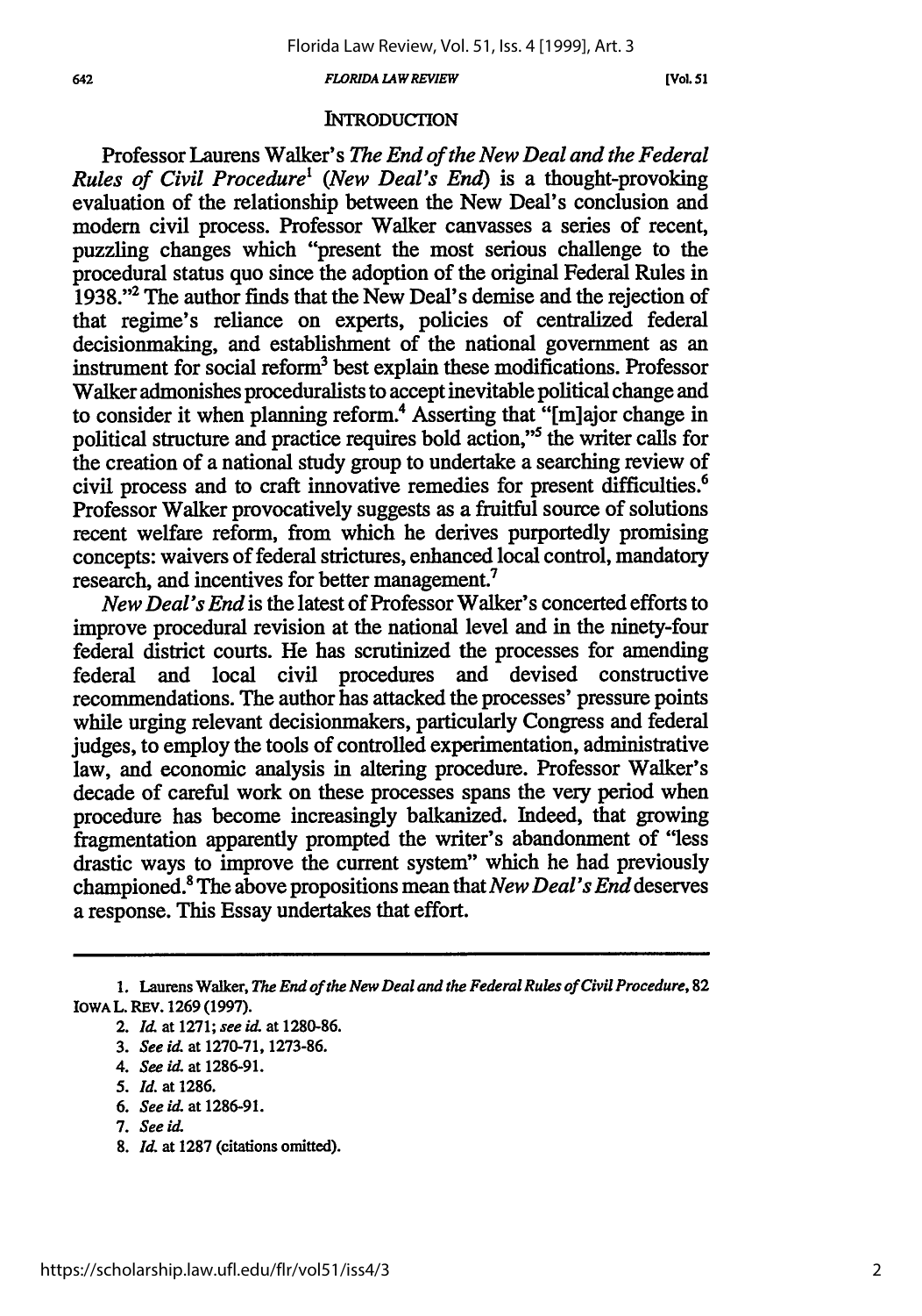## INTRODUCTION

Professor Laurens Walker's *The End of the New Deal and the Federal Rules of Civil Procedure*[1] (*New Deal's End*) is a thought-provoking evaluation of the relationship between the New Deal's conclusion and modern civil process. Professor Walker canvasses a series of recent, puzzling changes which "present the most serious challenge to the procedural status quo since the adoption of the original Federal Rules in 1938."[2] The author finds that the New Deal's demise and the rejection of that regime's reliance on experts, policies of centralized federal decisionmaking, and establishment of the national government as an instrument for social reform[3] best explain these modifications. Professor Walker admonishes proceduralists to accept inevitable political change and to consider it when planning reform.[4] Asserting that "[m]ajor change in political structure and practice requires bold action,"[5] the writer calls for the creation of a national study group to undertake a searching review of civil process and to craft innovative remedies for present difficulties.[6] Professor Walker provocatively suggests as a fruitful source of solutions recent welfare reform, from which he derives purportedly promising concepts: waivers of federal strictures, enhanced local control, mandatory research, and incentives for better management.[7]

*New Deal's End* is the latest of Professor Walker's concerted efforts to improve procedural revision at the national level and in the ninety-four federal district courts. He has scrutinized the processes for amending federal and local civil procedures and devised constructive recommendations. The author has attacked the processes' pressure points while urging relevant decisionmakers, particularly Congress and federal judges, to employ the tools of controlled experimentation, administrative law, and economic analysis in altering procedure. Professor Walker's decade of careful work on these processes spans the very period when procedure has become increasingly balkanized. Indeed, that growing fragmentation apparently prompted the writer's abandonment of "less drastic ways to improve the current system" which he had previously championed.[8] The above propositions mean that *New Deal's End* deserves a response. This Essay undertakes that effort.

---

1. Laurens Walker, *The End of the New Deal and the Federal Rules of Civil Procedure*, 82 IOWA L. REV. 1269 (1997).
2. *Id.* at 1271; *see id.* at 1280-86.
3. *See id.* at 1270-71, 1273-86.
4. *See id.* at 1286-91.
5. *Id.* at 1286.
6. *See id.* at 1286-91.
7. *See id.*
8. *Id.* at 1287 (citations omitted).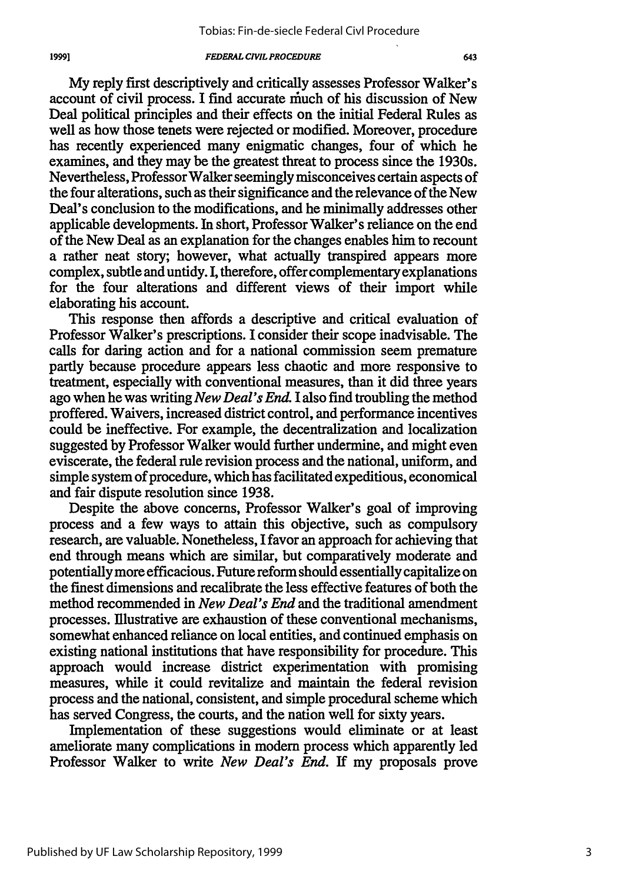My reply first descriptively and critically assesses Professor Walker's account of civil process. I find accurate much of his discussion of New Deal political principles and their effects on the initial Federal Rules as well as how those tenets were rejected or modified. Moreover, procedure has recently experienced many enigmatic changes, four of which he examines, and they may be the greatest threat to process since the 1930s. Nevertheless, Professor Walker seemingly misconceives certain aspects of the four alterations, such as their significance and the relevance of the New Deal's conclusion to the modifications, and he minimally addresses other applicable developments. In short, Professor Walker's reliance on the end of the New Deal as an explanation for the changes enables him to recount a rather neat story; however, what actually transpired appears more complex, subtle and untidy. I, therefore, offer complementary explanations for the four alterations and different views of their import while elaborating his account.

This response then affords a descriptive and critical evaluation of Professor Walker's prescriptions. I consider their scope inadvisable. The calls for daring action and for a national commission seem premature partly because procedure appears less chaotic and more responsive to treatment, especially with conventional measures, than it did three years ago when he was writing *New Deal's End*. I also find troubling the method proffered. Waivers, increased district control, and performance incentives could be ineffective. For example, the decentralization and localization suggested by Professor Walker would further undermine, and might even eviscerate, the federal rule revision process and the national, uniform, and simple system of procedure, which has facilitated expeditious, economical and fair dispute resolution since 1938.

Despite the above concerns, Professor Walker's goal of improving process and a few ways to attain this objective, such as compulsory research, are valuable. Nonetheless, I favor an approach for achieving that end through means which are similar, but comparatively moderate and potentially more efficacious. Future reform should essentially capitalize on the finest dimensions and recalibrate the less effective features of both the method recommended in *New Deal's End* and the traditional amendment processes. Illustrative are exhaustion of these conventional mechanisms, somewhat enhanced reliance on local entities, and continued emphasis on existing national institutions that have responsibility for procedure. This approach would increase district experimentation with promising measures, while it could revitalize and maintain the federal revision process and the national, consistent, and simple procedural scheme which has served Congress, the courts, and the nation well for sixty years.

Implementation of these suggestions would eliminate or at least ameliorate many complications in modern process which apparently led Professor Walker to write *New Deal's End*. If my proposals prove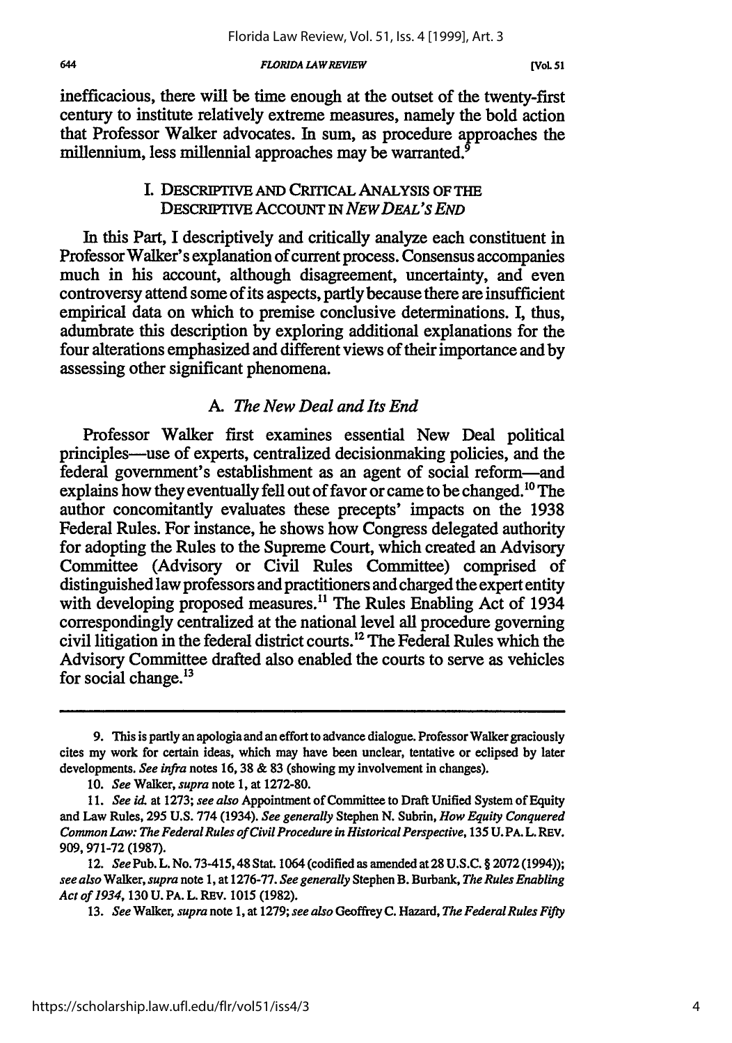inefficacious, there will be time enough at the outset of the twenty-first century to institute relatively extreme measures, namely the bold action that Professor Walker advocates. In sum, as procedure approaches the millennium, less millennial approaches may be warranted.[9]

## I. DESCRIPTIVE AND CRITICAL ANALYSIS OF THE DESCRIPTIVE ACCOUNT IN *NEW DEAL'S END*

In this Part, I descriptively and critically analyze each constituent in Professor Walker's explanation of current process. Consensus accompanies much in his account, although disagreement, uncertainty, and even controversy attend some of its aspects, partly because there are insufficient empirical data on which to premise conclusive determinations. I, thus, adumbrate this description by exploring additional explanations for the four alterations emphasized and different views of their importance and by assessing other significant phenomena.

### A. *The New Deal and Its End*

Professor Walker first examines essential New Deal political principles—use of experts, centralized decisionmaking policies, and the federal government's establishment as an agent of social reform—and explains how they eventually fell out of favor or came to be changed.[10] The author concomitantly evaluates these precepts' impacts on the 1938 Federal Rules. For instance, he shows how Congress delegated authority for adopting the Rules to the Supreme Court, which created an Advisory Committee (Advisory or Civil Rules Committee) comprised of distinguished law professors and practitioners and charged the expert entity with developing proposed measures.[11] The Rules Enabling Act of 1934 correspondingly centralized at the national level all procedure governing civil litigation in the federal district courts.[12] The Federal Rules which the Advisory Committee drafted also enabled the courts to serve as vehicles for social change.[13]

---

9. This is partly an apologia and an effort to advance dialogue. Professor Walker graciously cites my work for certain ideas, which may have been unclear, tentative or eclipsed by later developments. *See infra* notes 16, 38 & 83 (showing my involvement in changes).

10. *See* Walker, *supra* note 1, at 1272-80.

11. *See id.* at 1273; *see also* Appointment of Committee to Draft Unified System of Equity and Law Rules, 295 U.S. 774 (1934). *See generally* Stephen N. Subrin, *How Equity Conquered Common Law: The Federal Rules of Civil Procedure in Historical Perspective*, 135 U. PA. L. REV. 909, 971-72 (1987).

12. *See* Pub. L. No. 73-415, 48 Stat. 1064 (codified as amended at 28 U.S.C. § 2072 (1994)); *see also* Walker, *supra* note 1, at 1276-77. *See generally* Stephen B. Burbank, *The Rules Enabling Act of 1934*, 130 U. PA. L. REV. 1015 (1982).

13. *See* Walker, *supra* note 1, at 1279; *see also* Geoffrey C. Hazard, *The Federal Rules Fifty*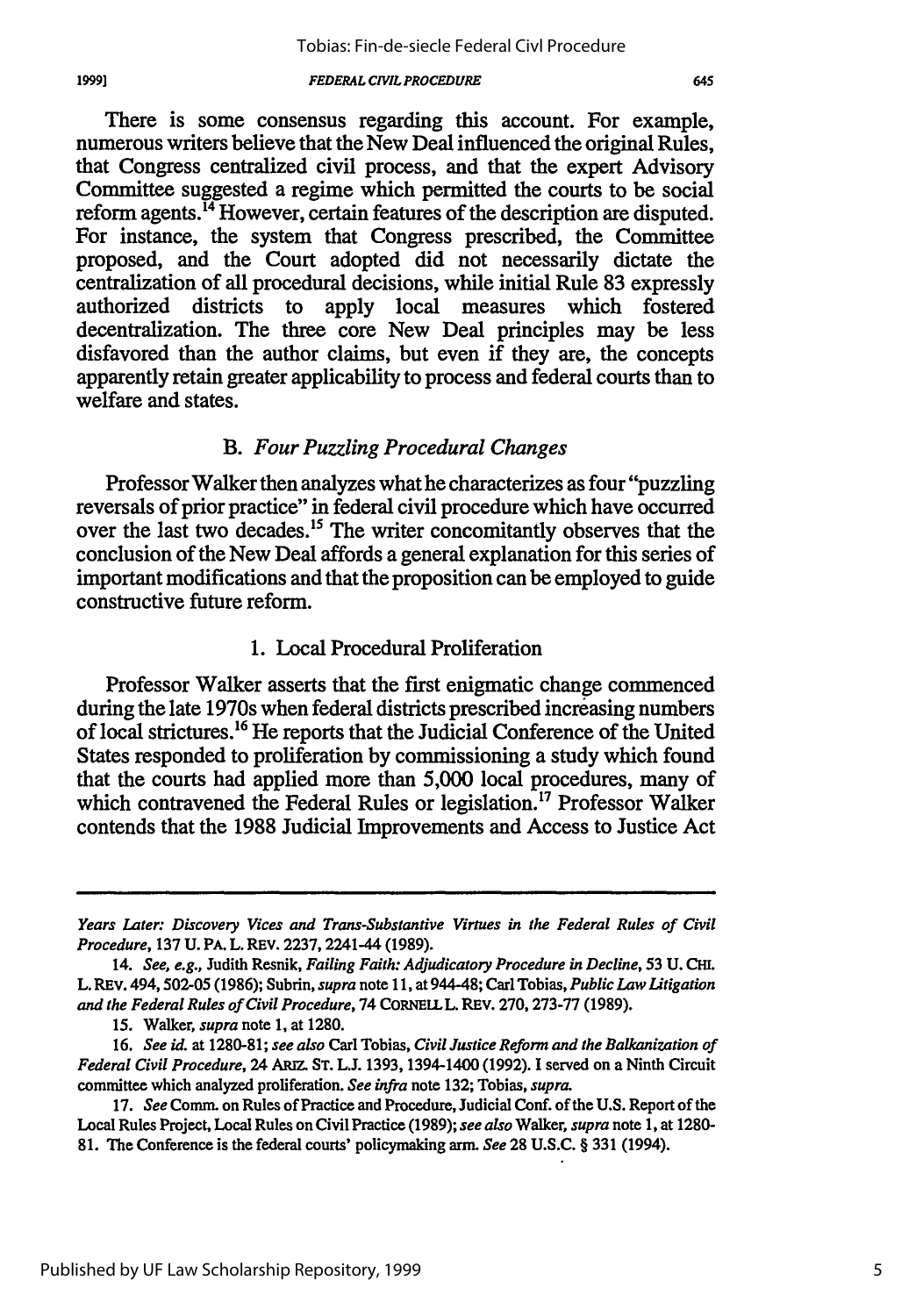There is some consensus regarding this account. For example, numerous writers believe that the New Deal influenced the original Rules, that Congress centralized civil process, and that the expert Advisory Committee suggested a regime which permitted the courts to be social reform agents.[14] However, certain features of the description are disputed. For instance, the system that Congress prescribed, the Committee proposed, and the Court adopted did not necessarily dictate the centralization of all procedural decisions, while initial Rule 83 expressly authorized districts to apply local measures which fostered decentralization. The three core New Deal principles may be less disfavored than the author claims, but even if they are, the concepts apparently retain greater applicability to process and federal courts than to welfare and states.

### B. *Four Puzzling Procedural Changes*

Professor Walker then analyzes what he characterizes as four "puzzling reversals of prior practice" in federal civil procedure which have occurred over the last two decades.[15] The writer concomitantly observes that the conclusion of the New Deal affords a general explanation for this series of important modifications and that the proposition can be employed to guide constructive future reform.

#### 1. Local Procedural Proliferation

Professor Walker asserts that the first enigmatic change commenced during the late 1970s when federal districts prescribed increasing numbers of local strictures.[16] He reports that the Judicial Conference of the United States responded to proliferation by commissioning a study which found that the courts had applied more than 5,000 local procedures, many of which contravened the Federal Rules or legislation.[17] Professor Walker contends that the 1988 Judicial Improvements and Access to Justice Act

---

*Years Later: Discovery Vices and Trans-Substantive Virtues in the Federal Rules of Civil Procedure*, 137 U. PA. L. REV. 2237, 2241-44 (1989).

14. *See, e.g.*, Judith Resnik, *Failing Faith: Adjudicatory Procedure in Decline*, 53 U. CHI. L. REV. 494, 502-05 (1986); Subrin, *supra* note 11, at 944-48; Carl Tobias, *Public Law Litigation and the Federal Rules of Civil Procedure*, 74 CORNELL L. REV. 270, 273-77 (1989).

15. Walker, *supra* note 1, at 1280.

16. *See id.* at 1280-81; *see also* Carl Tobias, *Civil Justice Reform and the Balkanization of Federal Civil Procedure*, 24 ARIZ. ST. L.J. 1393, 1394-1400 (1992). I served on a Ninth Circuit committee which analyzed proliferation. *See infra* note 132; Tobias, *supra*.

17. *See* Comm. on Rules of Practice and Procedure, Judicial Conf. of the U.S. Report of the Local Rules Project, Local Rules on Civil Practice (1989); *see also* Walker, *supra* note 1, at 1280-81. The Conference is the federal courts' policymaking arm. *See* 28 U.S.C. § 331 (1994).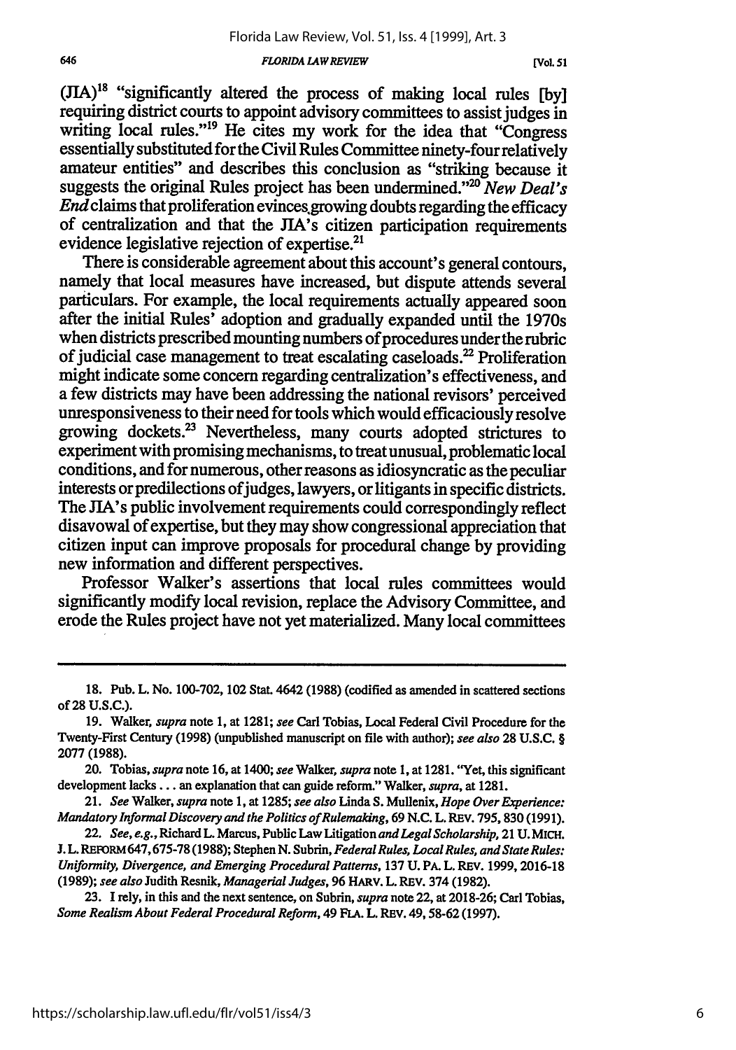(JIA)[18] "significantly altered the process of making local rules [by] requiring district courts to appoint advisory committees to assist judges in writing local rules."[19] He cites my work for the idea that "Congress essentially substituted for the Civil Rules Committee ninety-four relatively amateur entities" and describes this conclusion as "striking because it suggests the original Rules project has been undermined."[20] *New Deal's End* claims that proliferation evinces growing doubts regarding the efficacy of centralization and that the JIA's citizen participation requirements evidence legislative rejection of expertise.[21]

There is considerable agreement about this account's general contours, namely that local measures have increased, but dispute attends several particulars. For example, the local requirements actually appeared soon after the initial Rules' adoption and gradually expanded until the 1970s when districts prescribed mounting numbers of procedures under the rubric of judicial case management to treat escalating caseloads.[22] Proliferation might indicate some concern regarding centralization's effectiveness, and a few districts may have been addressing the national revisors' perceived unresponsiveness to their need for tools which would efficaciously resolve growing dockets.[23] Nevertheless, many courts adopted strictures to experiment with promising mechanisms, to treat unusual, problematic local conditions, and for numerous, other reasons as idiosyncratic as the peculiar interests or predilections of judges, lawyers, or litigants in specific districts. The JIA's public involvement requirements could correspondingly reflect disavowal of expertise, but they may show congressional appreciation that citizen input can improve proposals for procedural change by providing new information and different perspectives.

Professor Walker's assertions that local rules committees would significantly modify local revision, replace the Advisory Committee, and erode the Rules project have not yet materialized. Many local committees

---

18. Pub. L. No. 100-702, 102 Stat. 4642 (1988) (codified as amended in scattered sections of 28 U.S.C.).

19. Walker, *supra* note 1, at 1281; *see* Carl Tobias, Local Federal Civil Procedure for the Twenty-First Century (1998) (unpublished manuscript on file with author); *see also* 28 U.S.C. § 2077 (1988).

20. Tobias, *supra* note 16, at 1400; *see* Walker, *supra* note 1, at 1281. "Yet, this significant development lacks . . . an explanation that can guide reform." Walker, *supra*, at 1281.

21. *See* Walker, *supra* note 1, at 1285; *see also* Linda S. Mullenix, *Hope Over Experience: Mandatory Informal Discovery and the Politics of Rulemaking*, 69 N.C. L. REV. 795, 830 (1991).

22. *See, e.g.*, Richard L. Marcus, Public Law Litigation *and Legal Scholarship*, 21 U. MICH. J. L. REFORM 647, 675-78 (1988); Stephen N. Subrin, *Federal Rules, Local Rules, and State Rules: Uniformity, Divergence, and Emerging Procedural Patterns*, 137 U. PA. L. REV. 1999, 2016-18 (1989); *see also* Judith Resnik, *Managerial Judges*, 96 HARV. L. REV. 374 (1982).

23. I rely, in this and the next sentence, on Subrin, *supra* note 22, at 2018-26; Carl Tobias, *Some Realism About Federal Procedural Reform*, 49 FLA. L. REV. 49, 58-62 (1997).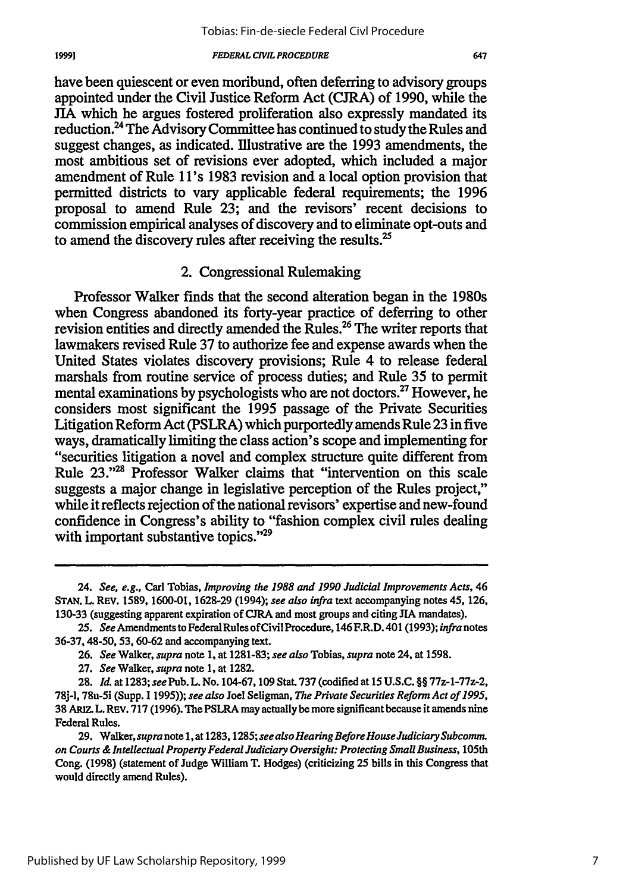have been quiescent or even moribund, often deferring to advisory groups appointed under the Civil Justice Reform Act (CJRA) of 1990, while the JIA which he argues fostered proliferation also expressly mandated its reduction.[24] The Advisory Committee has continued to study the Rules and suggest changes, as indicated. Illustrative are the 1993 amendments, the most ambitious set of revisions ever adopted, which included a major amendment of Rule 11's 1983 revision and a local option provision that permitted districts to vary applicable federal requirements; the 1996 proposal to amend Rule 23; and the revisors' recent decisions to commission empirical analyses of discovery and to eliminate opt-outs and to amend the discovery rules after receiving the results.[25]

### 2. Congressional Rulemaking

Professor Walker finds that the second alteration began in the 1980s when Congress abandoned its forty-year practice of deferring to other revision entities and directly amended the Rules.[26] The writer reports that lawmakers revised Rule 37 to authorize fee and expense awards when the United States violates discovery provisions; Rule 4 to release federal marshals from routine service of process duties; and Rule 35 to permit mental examinations by psychologists who are not doctors.[27] However, he considers most significant the 1995 passage of the Private Securities Litigation Reform Act (PSLRA) which purportedly amends Rule 23 in five ways, dramatically limiting the class action's scope and implementing for "securities litigation a novel and complex structure quite different from Rule 23."[28] Professor Walker claims that "intervention on this scale suggests a major change in legislative perception of the Rules project," while it reflects rejection of the national revisors' expertise and new-found confidence in Congress's ability to "fashion complex civil rules dealing with important substantive topics."[29]

---

24. *See, e.g.*, Carl Tobias, *Improving the 1988 and 1990 Judicial Improvements Acts*, 46 STAN. L. REV. 1589, 1600-01, 1628-29 (1994); *see also infra* text accompanying notes 45, 126, 130-33 (suggesting apparent expiration of CJRA and most groups and citing JIA mandates).

25. *See* Amendments to Federal Rules of Civil Procedure, 146 F.R.D. 401 (1993); *infra* notes 36-37, 48-50, 53, 60-62 and accompanying text.

26. *See* Walker, *supra* note 1, at 1281-83; *see also* Tobias, *supra* note 24, at 1598.

27. *See* Walker, *supra* note 1, at 1282.

28. *Id.* at 1283; *see* Pub. L. No. 104-67, 109 Stat. 737 (codified at 15 U.S.C. §§ 77z-1-77z-2, 78j-1, 78u-5i (Supp. I 1995)); *see also* Joel Seligman, *The Private Securities Reform Act of 1995*, 38 ARIZ. L. REV. 717 (1996). The PSLRA may actually be more significant because it amends nine Federal Rules.

29. Walker, *supra* note 1, at 1283, 1285; *see also Hearing Before House Judiciary Subcomm. on Courts & Intellectual Property Federal Judiciary Oversight: Protecting Small Business*, 105th Cong. (1998) (statement of Judge William T. Hodges) (criticizing 25 bills in this Congress that would directly amend Rules).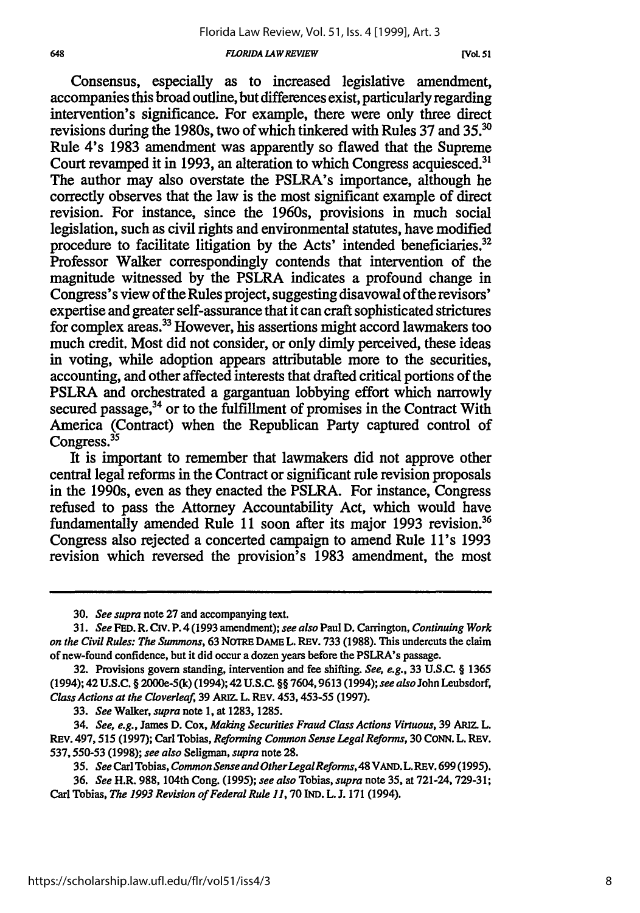Consensus, especially as to increased legislative amendment, accompanies this broad outline, but differences exist, particularly regarding intervention's significance. For example, there were only three direct revisions during the 1980s, two of which tinkered with Rules 37 and 35.[30] Rule 4's 1983 amendment was apparently so flawed that the Supreme Court revamped it in 1993, an alteration to which Congress acquiesced.[31] The author may also overstate the PSLRA's importance, although he correctly observes that the law is the most significant example of direct revision. For instance, since the 1960s, provisions in much social legislation, such as civil rights and environmental statutes, have modified procedure to facilitate litigation by the Acts' intended beneficiaries.[32] Professor Walker correspondingly contends that intervention of the magnitude witnessed by the PSLRA indicates a profound change in Congress's view of the Rules project, suggesting disavowal of the revisors' expertise and greater self-assurance that it can craft sophisticated strictures for complex areas.[33] However, his assertions might accord lawmakers too much credit. Most did not consider, or only dimly perceived, these ideas in voting, while adoption appears attributable more to the securities, accounting, and other affected interests that drafted critical portions of the PSLRA and orchestrated a gargantuan lobbying effort which narrowly secured passage,[34] or to the fulfillment of promises in the Contract With America (Contract) when the Republican Party captured control of Congress.[35]

It is important to remember that lawmakers did not approve other central legal reforms in the Contract or significant rule revision proposals in the 1990s, even as they enacted the PSLRA. For instance, Congress refused to pass the Attorney Accountability Act, which would have fundamentally amended Rule 11 soon after its major 1993 revision.[36] Congress also rejected a concerted campaign to amend Rule 11's 1993 revision which reversed the provision's 1983 amendment, the most

---

30. *See supra* note 27 and accompanying text.

31. *See* FED. R. CIV. P. 4 (1993 amendment); *see also* Paul D. Carrington, *Continuing Work on the Civil Rules: The Summons*, 63 NOTRE DAME L. REV. 733 (1988). This undercuts the claim of new-found confidence, but it did occur a dozen years before the PSLRA's passage.

32. Provisions govern standing, intervention and fee shifting. *See, e.g.*, 33 U.S.C. § 1365 (1994); 42 U.S.C. § 2000e-5(k) (1994); 42 U.S.C. §§ 7604, 9613 (1994); *see also* John Leubsdorf, *Class Actions at the Cloverleaf*, 39 ARIZ. L. REV. 453, 453-55 (1997).

33. *See* Walker, *supra* note 1, at 1283, 1285.

34. *See, e.g.*, James D. Cox, *Making Securities Fraud Class Actions Virtuous*, 39 ARIZ. L. REV. 497, 515 (1997); Carl Tobias, *Reforming Common Sense Legal Reforms*, 30 CONN. L. REV. 537, 550-53 (1998); *see also* Seligman, *supra* note 28.

35. *See* Carl Tobias, *Common Sense and Other Legal Reforms*, 48 VAND. L. REV. 699 (1995).

36. *See* H.R. 988, 104th Cong. (1995); *see also* Tobias, *supra* note 35, at 721-24, 729-31; Carl Tobias, *The 1993 Revision of Federal Rule 11*, 70 IND. L. J. 171 (1994).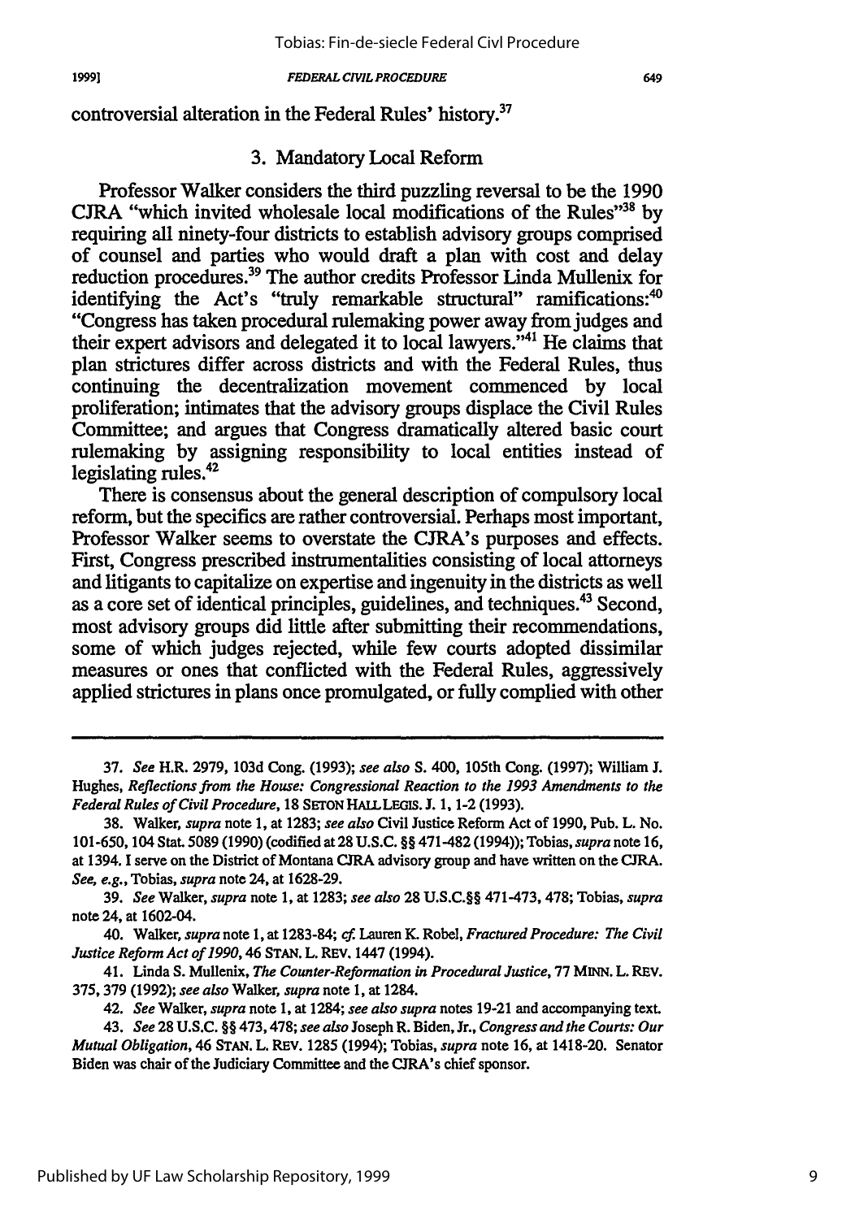controversial alteration in the Federal Rules' history.[37]

### 3. Mandatory Local Reform

Professor Walker considers the third puzzling reversal to be the 1990 CJRA "which invited wholesale local modifications of the Rules"[38] by requiring all ninety-four districts to establish advisory groups comprised of counsel and parties who would draft a plan with cost and delay reduction procedures.[39] The author credits Professor Linda Mullenix for identifying the Act's "truly remarkable structural" ramifications:[40] "Congress has taken procedural rulemaking power away from judges and their expert advisors and delegated it to local lawyers."[41] He claims that plan strictures differ across districts and with the Federal Rules, thus continuing the decentralization movement commenced by local proliferation; intimates that the advisory groups displace the Civil Rules Committee; and argues that Congress dramatically altered basic court rulemaking by assigning responsibility to local entities instead of legislating rules.[42]

There is consensus about the general description of compulsory local reform, but the specifics are rather controversial. Perhaps most important, Professor Walker seems to overstate the CJRA's purposes and effects. First, Congress prescribed instrumentalities consisting of local attorneys and litigants to capitalize on expertise and ingenuity in the districts as well as a core set of identical principles, guidelines, and techniques.[43] Second, most advisory groups did little after submitting their recommendations, some of which judges rejected, while few courts adopted dissimilar measures or ones that conflicted with the Federal Rules, aggressively applied strictures in plans once promulgated, or fully complied with other

---

37. *See* H.R. 2979, 103d Cong. (1993); *see also* S. 400, 105th Cong. (1997); William J. Hughes, *Reflections from the House: Congressional Reaction to the 1993 Amendments to the Federal Rules of Civil Procedure*, 18 SETON HALL LEGIS. J. 1, 1-2 (1993).

38. Walker, *supra* note 1, at 1283; *see also* Civil Justice Reform Act of 1990, Pub. L. No. 101-650, 104 Stat. 5089 (1990) (codified at 28 U.S.C. §§ 471-482 (1994)); Tobias, *supra* note 16, at 1394. I serve on the District of Montana CJRA advisory group and have written on the CJRA. *See, e.g.*, Tobias, *supra* note 24, at 1628-29.

39. *See* Walker, *supra* note 1, at 1283; *see also* 28 U.S.C. §§ 471-473, 478; Tobias, *supra* note 24, at 1602-04.

40. Walker, *supra* note 1, at 1283-84; *cf.* Lauren K. Robel, *Fractured Procedure: The Civil Justice Reform Act of 1990*, 46 STAN. L. REV. 1447 (1994).

41. Linda S. Mullenix, *The Counter-Reformation in Procedural Justice*, 77 MINN. L. REV. 375, 379 (1992); *see also* Walker, *supra* note 1, at 1284.

42. *See* Walker, *supra* note 1, at 1284; *see also supra* notes 19-21 and accompanying text.

43. *See* 28 U.S.C. §§ 473, 478; *see also* Joseph R. Biden, Jr., *Congress and the Courts: Our Mutual Obligation*, 46 STAN. L. REV. 1285 (1994); Tobias, *supra* note 16, at 1418-20. Senator Biden was chair of the Judiciary Committee and the CJRA's chief sponsor.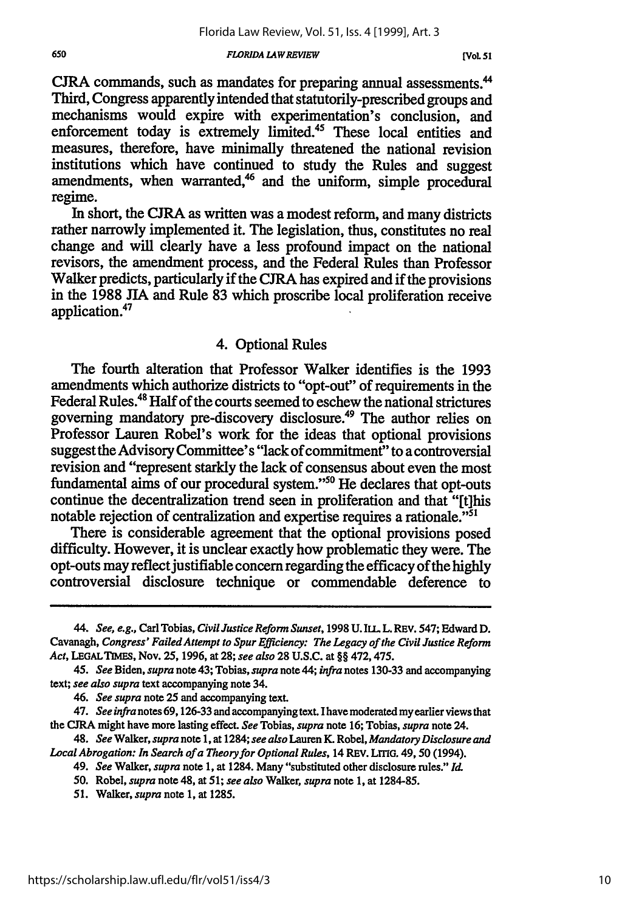CJRA commands, such as mandates for preparing annual assessments.[44] Third, Congress apparently intended that statutorily-prescribed groups and mechanisms would expire with experimentation's conclusion, and enforcement today is extremely limited.[45] These local entities and measures, therefore, have minimally threatened the national revision institutions which have continued to study the Rules and suggest amendments, when warranted,[46] and the uniform, simple procedural regime.

In short, the CJRA as written was a modest reform, and many districts rather narrowly implemented it. The legislation, thus, constitutes no real change and will clearly have a less profound impact on the national revisors, the amendment process, and the Federal Rules than Professor Walker predicts, particularly if the CJRA has expired and if the provisions in the 1988 JIA and Rule 83 which proscribe local proliferation receive application.[47]

### 4. Optional Rules

The fourth alteration that Professor Walker identifies is the 1993 amendments which authorize districts to "opt-out" of requirements in the Federal Rules.[48] Half of the courts seemed to eschew the national strictures governing mandatory pre-discovery disclosure.[49] The author relies on Professor Lauren Robel's work for the ideas that optional provisions suggest the Advisory Committee's "lack of commitment" to a controversial revision and "represent starkly the lack of consensus about even the most fundamental aims of our procedural system."[50] He declares that opt-outs continue the decentralization trend seen in proliferation and that "[t]his notable rejection of centralization and expertise requires a rationale."[51]

There is considerable agreement that the optional provisions posed difficulty. However, it is unclear exactly how problematic they were. The opt-outs may reflect justifiable concern regarding the efficacy of the highly controversial disclosure technique or commendable deference to

---

44. *See, e.g.*, Carl Tobias, *Civil Justice Reform Sunset*, 1998 U. ILL. L. REV. 547; Edward D. Cavanagh, *Congress' Failed Attempt to Spur Efficiency: The Legacy of the Civil Justice Reform Act*, LEGAL TIMES, Nov. 25, 1996, at 28; *see also* 28 U.S.C. at §§ 472, 475.

45. *See* Biden, *supra* note 43; Tobias, *supra* note 44; *infra* notes 130-33 and accompanying text; *see also supra* text accompanying note 34.

46. *See supra* note 25 and accompanying text.

47. *See infra* notes 69, 126-33 and accompanying text. I have moderated my earlier views that the CJRA might have more lasting effect. *See* Tobias, *supra* note 16; Tobias, *supra* note 24.

48. *See* Walker, *supra* note 1, at 1284; *see also* Lauren K. Robel, *Mandatory Disclosure and Local Abrogation: In Search of a Theory for Optional Rules*, 14 REV. LITIG. 49, 50 (1994).

49. *See* Walker, *supra* note 1, at 1284. Many "substituted other disclosure rules." *Id.*

50. Robel, *supra* note 48, at 51; *see also* Walker, *supra* note 1, at 1284-85.

51. Walker, *supra* note 1, at 1285.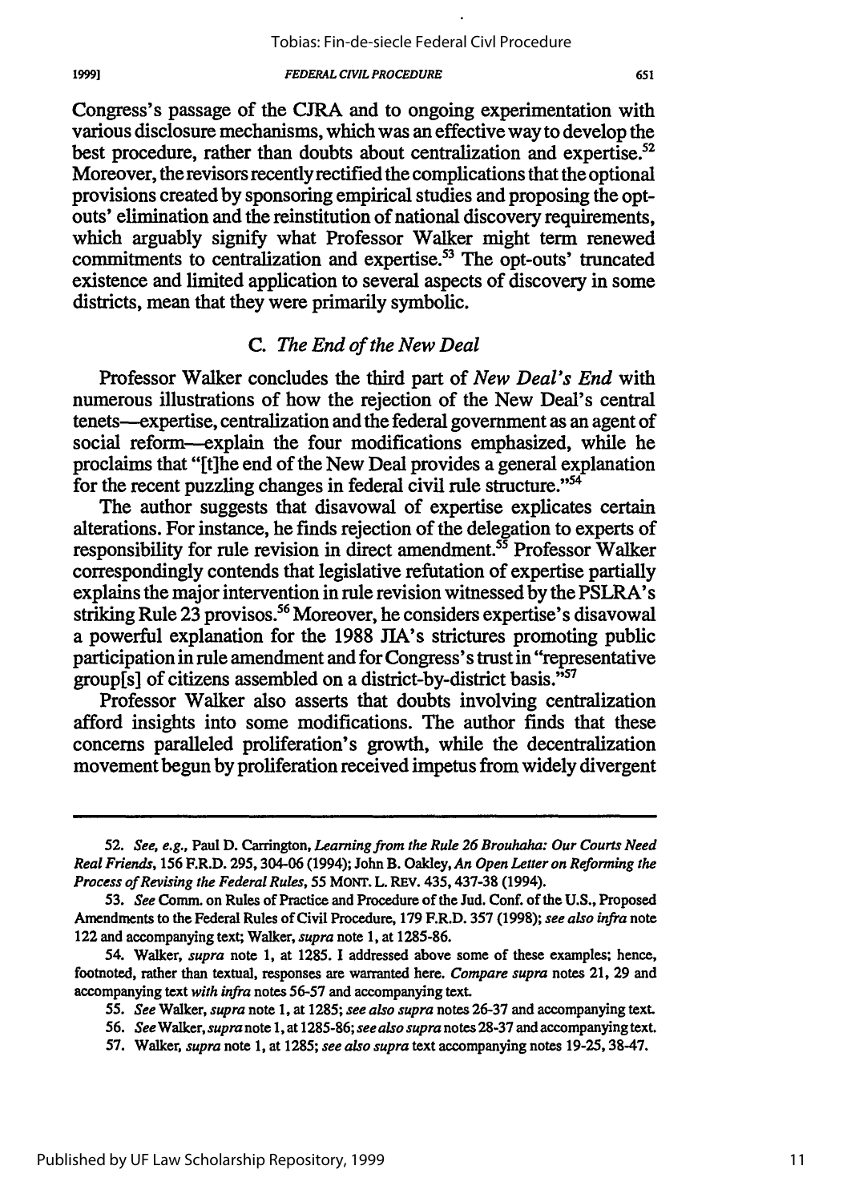Congress's passage of the CJRA and to ongoing experimentation with various disclosure mechanisms, which was an effective way to develop the best procedure, rather than doubts about centralization and expertise.[52] Moreover, the revisors recently rectified the complications that the optional provisions created by sponsoring empirical studies and proposing the opt-outs' elimination and the reinstitution of national discovery requirements, which arguably signify what Professor Walker might term renewed commitments to centralization and expertise.[53] The opt-outs' truncated existence and limited application to several aspects of discovery in some districts, mean that they were primarily symbolic.

### C. *The End of the New Deal*

Professor Walker concludes the third part of *New Deal's End* with numerous illustrations of how the rejection of the New Deal's central tenets—expertise, centralization and the federal government as an agent of social reform—explain the four modifications emphasized, while he proclaims that "[t]he end of the New Deal provides a general explanation for the recent puzzling changes in federal civil rule structure."[54]

The author suggests that disavowal of expertise explicates certain alterations. For instance, he finds rejection of the delegation to experts of responsibility for rule revision in direct amendment.[55] Professor Walker correspondingly contends that legislative refutation of expertise partially explains the major intervention in rule revision witnessed by the PSLRA's striking Rule 23 provisos.[56] Moreover, he considers expertise's disavowal a powerful explanation for the 1988 JIA's strictures promoting public participation in rule amendment and for Congress's trust in "representative group[s] of citizens assembled on a district-by-district basis."[57]

Professor Walker also asserts that doubts involving centralization afford insights into some modifications. The author finds that these concerns paralleled proliferation's growth, while the decentralization movement begun by proliferation received impetus from widely divergent

---

52. *See, e.g.*, Paul D. Carrington, *Learning from the Rule 26 Brouhaha: Our Courts Need Real Friends*, 156 F.R.D. 295, 304-06 (1994); John B. Oakley, *An Open Letter on Reforming the Process of Revising the Federal Rules*, 55 MONT. L. REV. 435, 437-38 (1994).

53. *See* Comm. on Rules of Practice and Procedure of the Jud. Conf. of the U.S., Proposed Amendments to the Federal Rules of Civil Procedure, 179 F.R.D. 357 (1998); *see also infra* note 122 and accompanying text; Walker, *supra* note 1, at 1285-86.

54. Walker, *supra* note 1, at 1285. I addressed above some of these examples; hence, footnoted, rather than textual, responses are warranted here. *Compare supra* notes 21, 29 and accompanying text *with infra* notes 56-57 and accompanying text.

55. *See* Walker, *supra* note 1, at 1285; *see also supra* notes 26-37 and accompanying text.

56. *See* Walker, *supra* note 1, at 1285-86; *see also supra* notes 28-37 and accompanying text.

57. Walker, *supra* note 1, at 1285; *see also supra* text accompanying notes 19-25, 38-47.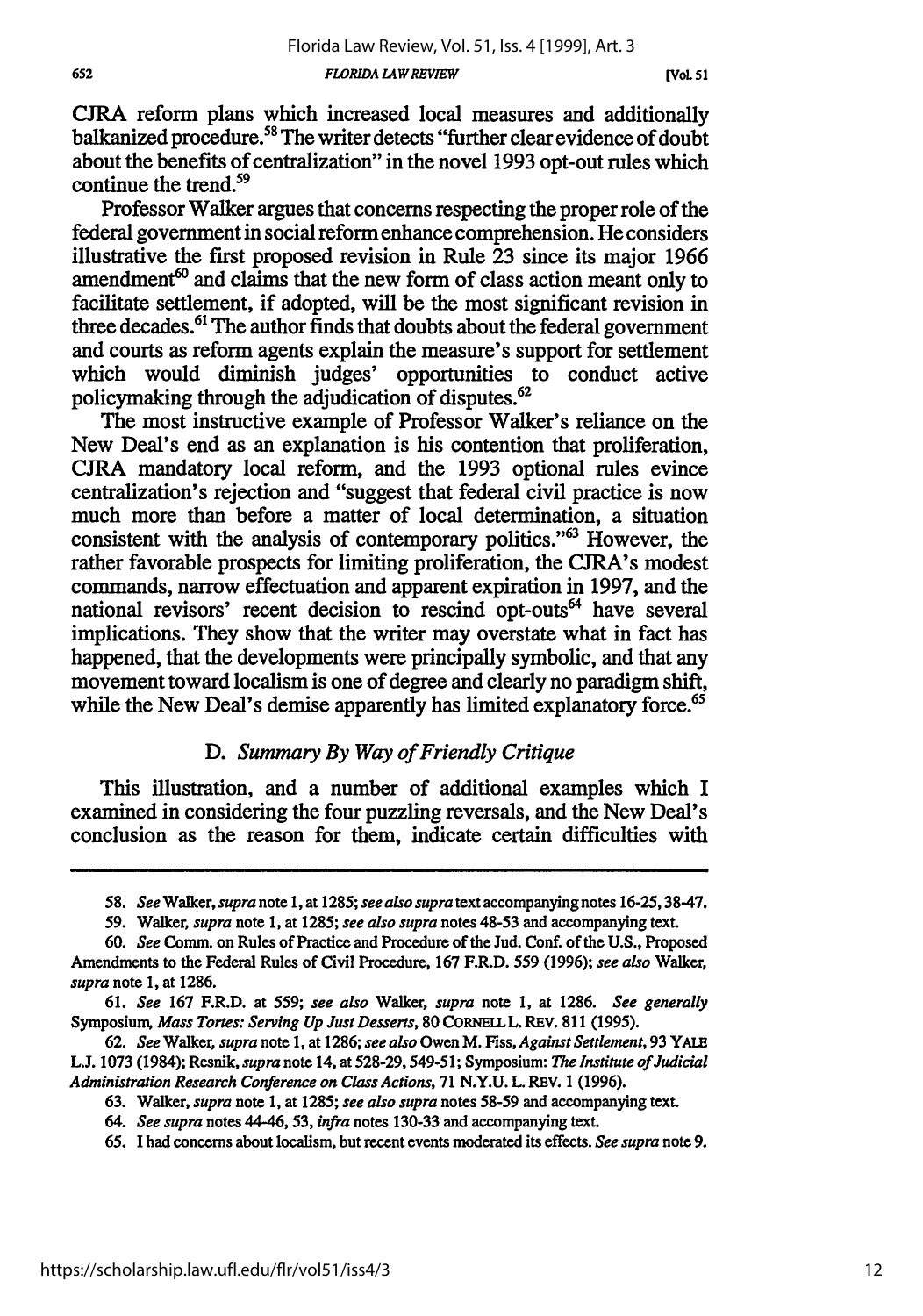CJRA reform plans which increased local measures and additionally balkanized procedure.[58] The writer detects "further clear evidence of doubt about the benefits of centralization" in the novel 1993 opt-out rules which continue the trend.[59]

Professor Walker argues that concerns respecting the proper role of the federal government in social reform enhance comprehension. He considers illustrative the first proposed revision in Rule 23 since its major 1966 amendment[60] and claims that the new form of class action meant only to facilitate settlement, if adopted, will be the most significant revision in three decades.[61] The author finds that doubts about the federal government and courts as reform agents explain the measure's support for settlement which would diminish judges' opportunities to conduct active policymaking through the adjudication of disputes.[62]

The most instructive example of Professor Walker's reliance on the New Deal's end as an explanation is his contention that proliferation, CJRA mandatory local reform, and the 1993 optional rules evince centralization's rejection and "suggest that federal civil practice is now much more than before a matter of local determination, a situation consistent with the analysis of contemporary politics."[63] However, the rather favorable prospects for limiting proliferation, the CJRA's modest commands, narrow effectuation and apparent expiration in 1997, and the national revisors' recent decision to rescind opt-outs[64] have several implications. They show that the writer may overstate what in fact has happened, that the developments were principally symbolic, and that any movement toward localism is one of degree and clearly no paradigm shift, while the New Deal's demise apparently has limited explanatory force.[65]

### D. *Summary By Way of Friendly Critique*

This illustration, and a number of additional examples which I examined in considering the four puzzling reversals, and the New Deal's conclusion as the reason for them, indicate certain difficulties with

---

58. *See* Walker, *supra* note 1, at 1285; *see also supra* text accompanying notes 16-25, 38-47.

59. Walker, *supra* note 1, at 1285; *see also supra* notes 48-53 and accompanying text.

60. *See* Comm. on Rules of Practice and Procedure of the Jud. Conf. of the U.S., Proposed Amendments to the Federal Rules of Civil Procedure, 167 F.R.D. 559 (1996); *see also* Walker, *supra* note 1, at 1286.

61. *See* 167 F.R.D. at 559; *see also* Walker, *supra* note 1, at 1286. *See generally* Symposium, *Mass Torts: Serving Up Just Desserts*, 80 CORNELL L. REV. 811 (1995).

62. *See* Walker, *supra* note 1, at 1286; *see also* Owen M. Fiss, *Against Settlement*, 93 YALE L.J. 1073 (1984); Resnik, *supra* note 14, at 528-29, 549-51; Symposium: *The Institute of Judicial Administration Research Conference on Class Actions*, 71 N.Y.U. L. REV. 1 (1996).

63. Walker, *supra* note 1, at 1285; *see also supra* notes 58-59 and accompanying text.

64. *See supra* notes 44-46, 53, *infra* notes 130-33 and accompanying text.

65. I had concerns about localism, but recent events moderated its effects. *See supra* note 9.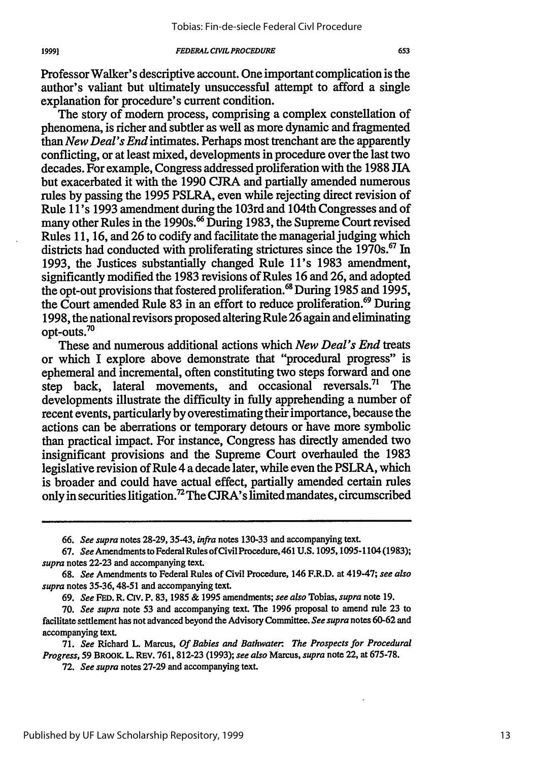Professor Walker's descriptive account. One important complication is the author's valiant but ultimately unsuccessful attempt to afford a single explanation for procedure's current condition.

The story of modern process, comprising a complex constellation of phenomena, is richer and subtler as well as more dynamic and fragmented than *New Deal's End* intimates. Perhaps most trenchant are the apparently conflicting, or at least mixed, developments in procedure over the last two decades. For example, Congress addressed proliferation with the 1988 JIA but exacerbated it with the 1990 CJRA and partially amended numerous rules by passing the 1995 PSLRA, even while rejecting direct revision of Rule 11's 1993 amendment during the 103rd and 104th Congresses and of many other Rules in the 1990s.[66] During 1983, the Supreme Court revised Rules 11, 16, and 26 to codify and facilitate the managerial judging which districts had conducted with proliferating strictures since the 1970s.[67] In 1993, the Justices substantially changed Rule 11's 1983 amendment, significantly modified the 1983 revisions of Rules 16 and 26, and adopted the opt-out provisions that fostered proliferation.[68] During 1985 and 1995, the Court amended Rule 83 in an effort to reduce proliferation.[69] During 1998, the national revisors proposed altering Rule 26 again and eliminating opt-outs.[70]

These and numerous additional actions which *New Deal's End* treats or which I explore above demonstrate that "procedural progress" is ephemeral and incremental, often constituting two steps forward and one step back, lateral movements, and occasional reversals.[71] The developments illustrate the difficulty in fully apprehending a number of recent events, particularly by overestimating their importance, because the actions can be aberrations or temporary detours or have more symbolic than practical impact. For instance, Congress has directly amended two insignificant provisions and the Supreme Court overhauled the 1983 legislative revision of Rule 4 a decade later, while even the PSLRA, which is broader and could have actual effect, partially amended certain rules only in securities litigation.[72] The CJRA's limited mandates, circumscribed

---

66. *See supra* notes 28-29, 35-43, *infra* notes 130-33 and accompanying text.

67. *See* Amendments to Federal Rules of Civil Procedure, 461 U.S. 1095, 1095-1104 (1983); *supra* notes 22-23 and accompanying text.

68. *See* Amendments to Federal Rules of Civil Procedure, 146 F.R.D. at 419-47; *see also supra* notes 35-36, 48-51 and accompanying text.

69. *See* FED. R. CIV. P. 83, 1985 & 1995 amendments; *see also* Tobias, *supra* note 19.

70. *See supra* note 53 and accompanying text. The 1996 proposal to amend rule 23 to facilitate settlement has not advanced beyond the Advisory Committee. *See supra* notes 60-62 and accompanying text.

71. *See* Richard L. Marcus, *Of Babies and Bathwater: The Prospects for Procedural Progress*, 59 BROOK. L. REV. 761, 812-23 (1993); *see also* Marcus, *supra* note 22, at 675-78.

72. *See supra* notes 27-29 and accompanying text.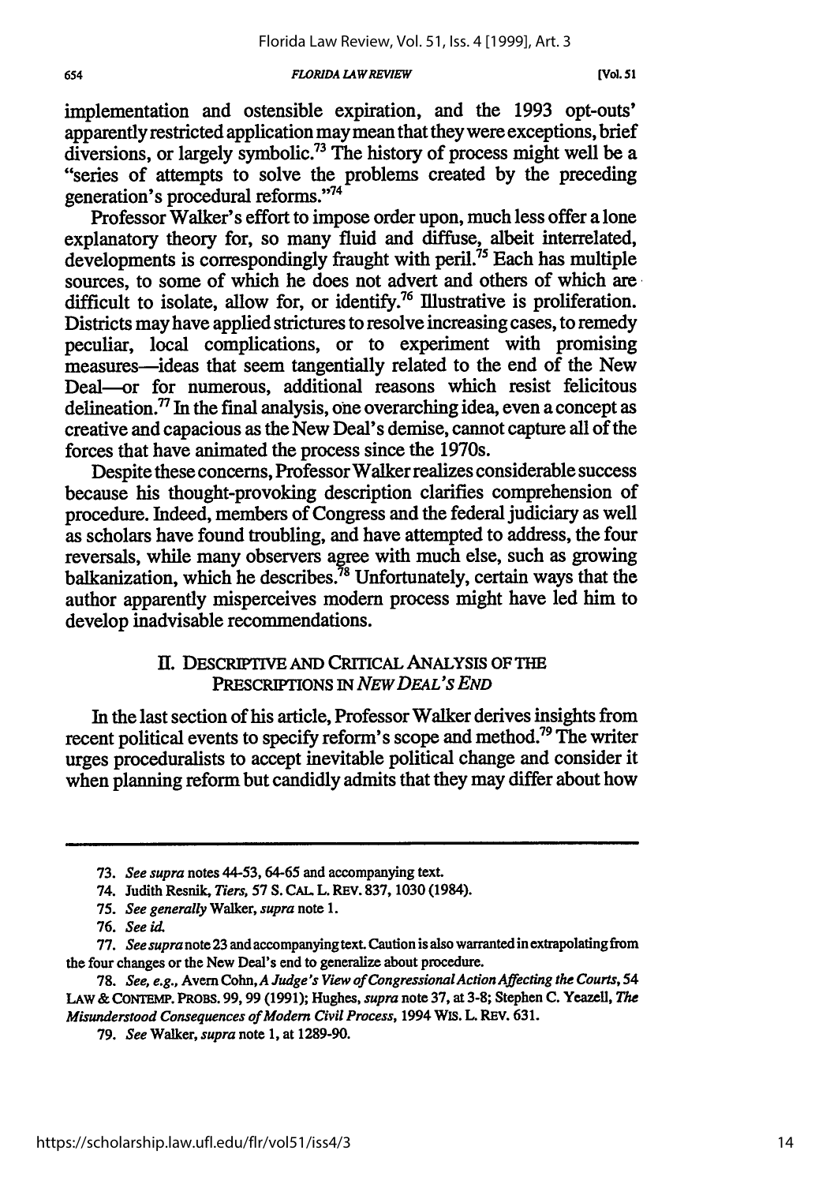implementation and ostensible expiration, and the 1993 opt-outs' apparently restricted application may mean that they were exceptions, brief diversions, or largely symbolic.[73] The history of process might well be a "series of attempts to solve the problems created by the preceding generation's procedural reforms."[74]

Professor Walker's effort to impose order upon, much less offer a lone explanatory theory for, so many fluid and diffuse, albeit interrelated, developments is correspondingly fraught with peril.[75] Each has multiple sources, to some of which he does not advert and others of which are difficult to isolate, allow for, or identify.[76] Illustrative is proliferation. Districts may have applied strictures to resolve increasing cases, to remedy peculiar, local complications, or to experiment with promising measures—ideas that seem tangentially related to the end of the New Deal—or for numerous, additional reasons which resist felicitous delineation.[77] In the final analysis, one overarching idea, even a concept as creative and capacious as the New Deal's demise, cannot capture all of the forces that have animated the process since the 1970s.

Despite these concerns, Professor Walker realizes considerable success because his thought-provoking description clarifies comprehension of procedure. Indeed, members of Congress and the federal judiciary as well as scholars have found troubling, and have attempted to address, the four reversals, while many observers agree with much else, such as growing balkanization, which he describes.[78] Unfortunately, certain ways that the author apparently misperceives modern process might have led him to develop inadvisable recommendations.

## II. DESCRIPTIVE AND CRITICAL ANALYSIS OF THE PRESCRIPTIONS IN *NEW DEAL'S END*

In the last section of his article, Professor Walker derives insights from recent political events to specify reform's scope and method.[79] The writer urges proceduralists to accept inevitable political change and consider it when planning reform but candidly admits that they may differ about how

---

73. *See supra* notes 44-53, 64-65 and accompanying text.

74. Judith Resnik, *Tiers*, 57 S. CAL. L. REV. 837, 1030 (1984).

75. *See generally* Walker, *supra* note 1.

76. *See id.*

77. *See supra* note 23 and accompanying text. Caution is also warranted in extrapolating from the four changes or the New Deal's end to generalize about procedure.

78. *See, e.g.*, Avern Cohn, *A Judge's View of Congressional Action Affecting the Courts*, 54 LAW & CONTEMP. PROBS. 99, 99 (1991); Hughes, *supra* note 37, at 3-8; Stephen C. Yeazell, *The Misunderstood Consequences of Modern Civil Process*, 1994 WIS. L. REV. 631.

79. *See* Walker, *supra* note 1, at 1289-90.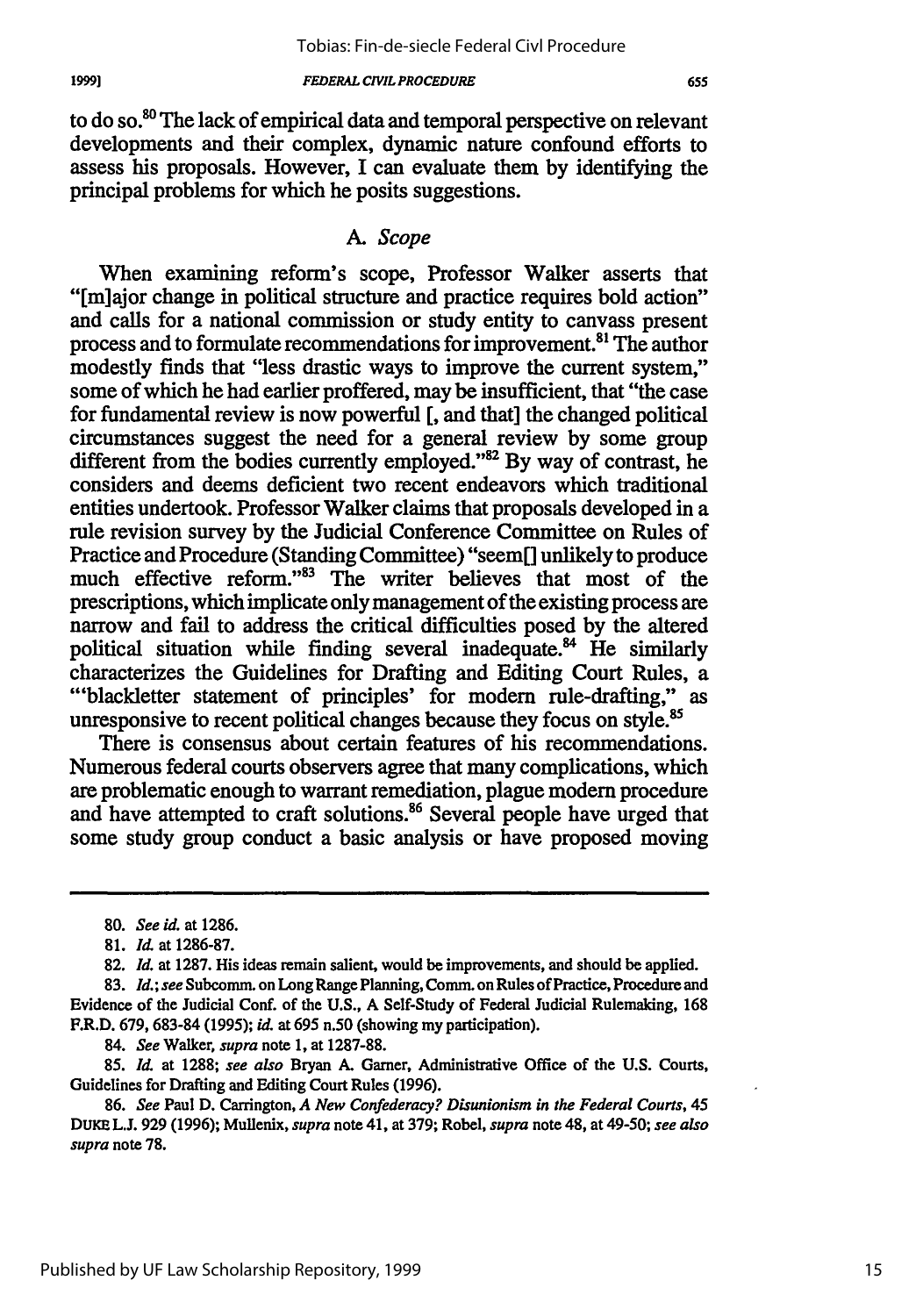to do so.[80] The lack of empirical data and temporal perspective on relevant developments and their complex, dynamic nature confound efforts to assess his proposals. However, I can evaluate them by identifying the principal problems for which he posits suggestions.

### A. *Scope*

When examining reform's scope, Professor Walker asserts that "[m]ajor change in political structure and practice requires bold action" and calls for a national commission or study entity to canvass present process and to formulate recommendations for improvement.[81] The author modestly finds that "less drastic ways to improve the current system," some of which he had earlier proffered, may be insufficient, that "the case for fundamental review is now powerful [, and that] the changed political circumstances suggest the need for a general review by some group different from the bodies currently employed."[82] By way of contrast, he considers and deems deficient two recent endeavors which traditional entities undertook. Professor Walker claims that proposals developed in a rule revision survey by the Judicial Conference Committee on Rules of Practice and Procedure (Standing Committee) "seem[] unlikely to produce much effective reform."[83] The writer believes that most of the prescriptions, which implicate only management of the existing process are narrow and fail to address the critical difficulties posed by the altered political situation while finding several inadequate.[84] He similarly characterizes the Guidelines for Drafting and Editing Court Rules, a "'blackletter statement of principles' for modern rule-drafting," as unresponsive to recent political changes because they focus on style.[85]

There is consensus about certain features of his recommendations. Numerous federal courts observers agree that many complications, which are problematic enough to warrant remediation, plague modern procedure and have attempted to craft solutions.[86] Several people have urged that some study group conduct a basic analysis or have proposed moving

---

80. *See id.* at 1286.

81. *Id.* at 1286-87.

82. *Id.* at 1287. His ideas remain salient, would be improvements, and should be applied.

83. *Id.*; *see* Subcomm. on Long Range Planning, Comm. on Rules of Practice, Procedure and Evidence of the Judicial Conf. of the U.S., A Self-Study of Federal Judicial Rulemaking, 168 F.R.D. 679, 683-84 (1995); *id.* at 695 n.50 (showing my participation).

84. *See* Walker, *supra* note 1, at 1287-88.

85. *Id.* at 1288; *see also* Bryan A. Garner, Administrative Office of the U.S. Courts, Guidelines for Drafting and Editing Court Rules (1996).

86. *See* Paul D. Carrington, *A New Confederacy? Disunionism in the Federal Courts*, 45 DUKE L.J. 929 (1996); Mullenix, *supra* note 41, at 379; Robel, *supra* note 48, at 49-50; *see also supra* note 78.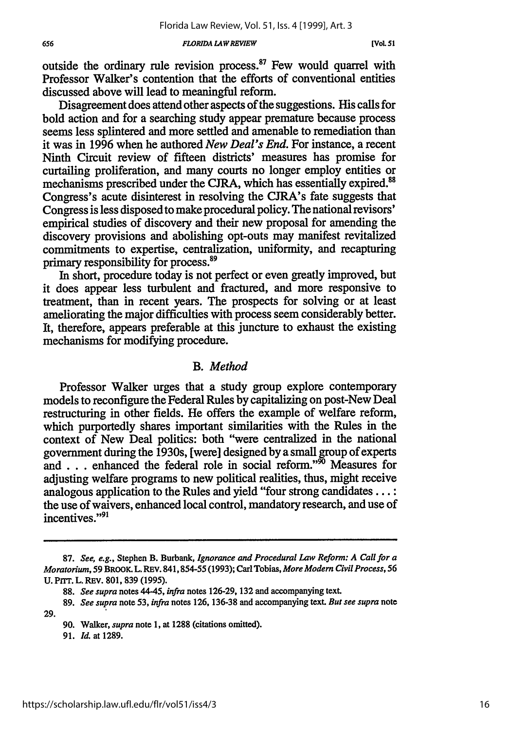outside the ordinary rule revision process.[87] Few would quarrel with Professor Walker's contention that the efforts of conventional entities discussed above will lead to meaningful reform.

Disagreement does attend other aspects of the suggestions. His calls for bold action and for a searching study appear premature because process seems less splintered and more settled and amenable to remediation than it was in 1996 when he authored *New Deal's End*. For instance, a recent Ninth Circuit review of fifteen districts' measures has promise for curtailing proliferation, and many courts no longer employ entities or mechanisms prescribed under the CJRA, which has essentially expired.[88] Congress's acute disinterest in resolving the CJRA's fate suggests that Congress is less disposed to make procedural policy. The national revisors' empirical studies of discovery and their new proposal for amending the discovery provisions and abolishing opt-outs may manifest revitalized commitments to expertise, centralization, uniformity, and recapturing primary responsibility for process.[89]

In short, procedure today is not perfect or even greatly improved, but it does appear less turbulent and fractured, and more responsive to treatment, than in recent years. The prospects for solving or at least ameliorating the major difficulties with process seem considerably better. It, therefore, appears preferable at this juncture to exhaust the existing mechanisms for modifying procedure.

### B. *Method*

Professor Walker urges that a study group explore contemporary models to reconfigure the Federal Rules by capitalizing on post-New Deal restructuring in other fields. He offers the example of welfare reform, which purportedly shares important similarities with the Rules in the context of New Deal politics: both "were centralized in the national government during the 1930s, [were] designed by a small group of experts and . . . enhanced the federal role in social reform."[90] Measures for adjusting welfare programs to new political realities, thus, might receive analogous application to the Rules and yield "four strong candidates . . . : the use of waivers, enhanced local control, mandatory research, and use of incentives."[91]

---

87. *See, e.g.*, Stephen B. Burbank, *Ignorance and Procedural Law Reform: A Call for a Moratorium*, 59 BROOK. L. REV. 841, 854-55 (1993); Carl Tobias, *More Modern Civil Process*, 56 U. PITT. L. REV. 801, 839 (1995).

88. *See supra* notes 44-45, *infra* notes 126-29, 132 and accompanying text.

89. *See supra* note 53, *infra* notes 126, 136-38 and accompanying text. *But see supra* note 29.

90. Walker, *supra* note 1, at 1288 (citations omitted).

91. *Id.* at 1289.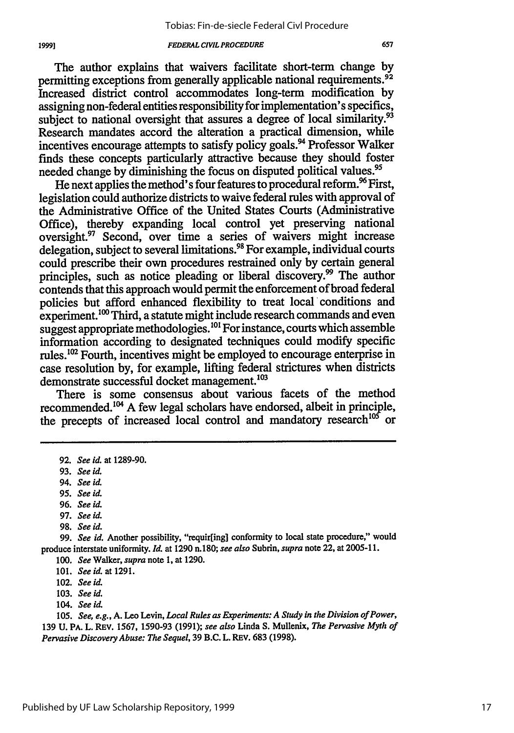The author explains that waivers facilitate short-term change by permitting exceptions from generally applicable national requirements.[92] Increased district control accommodates long-term modification by assigning non-federal entities responsibility for implementation's specifics, subject to national oversight that assures a degree of local similarity.[93] Research mandates accord the alteration a practical dimension, while incentives encourage attempts to satisfy policy goals.[94] Professor Walker finds these concepts particularly attractive because they should foster needed change by diminishing the focus on disputed political values.[95]

He next applies the method's four features to procedural reform.[96] First, legislation could authorize districts to waive federal rules with approval of the Administrative Office of the United States Courts (Administrative Office), thereby expanding local control yet preserving national oversight.[97] Second, over time a series of waivers might increase delegation, subject to several limitations.[98] For example, individual courts could prescribe their own procedures restrained only by certain general principles, such as notice pleading or liberal discovery.[99] The author contends that this approach would permit the enforcement of broad federal policies but afford enhanced flexibility to treat local conditions and experiment.[100] Third, a statute might include research commands and even suggest appropriate methodologies.[101] For instance, courts which assemble information according to designated techniques could modify specific rules.[102] Fourth, incentives might be employed to encourage enterprise in case resolution by, for example, lifting federal strictures when districts demonstrate successful docket management.[103]

There is some consensus about various facets of the method recommended.[104] A few legal scholars have endorsed, albeit in principle, the precepts of increased local control and mandatory research[105] or

---

92. *See id.* at 1289-90.

93. *See id.*

94. *See id.*

95. *See id.*

96. *See id.*

97. *See id.*

98. *See id.*

99. *See id.* Another possibility, "requir[ing] conformity to local state procedure," would produce interstate uniformity. *Id.* at 1290 n.180; *see also* Subrin, *supra* note 22, at 2005-11.

100. *See* Walker, *supra* note 1, at 1290.

101. *See id.* at 1291.

102. *See id.*

103. *See id.*

104. *See id.*

105. *See, e.g.*, A. Leo Levin, *Local Rules as Experiments: A Study in the Division of Power*, 139 U. PA. L. REV. 1567, 1590-93 (1991); *see also* Linda S. Mullenix, *The Pervasive Myth of Pervasive Discovery Abuse: The Sequel*, 39 B.C. L. REV. 683 (1998).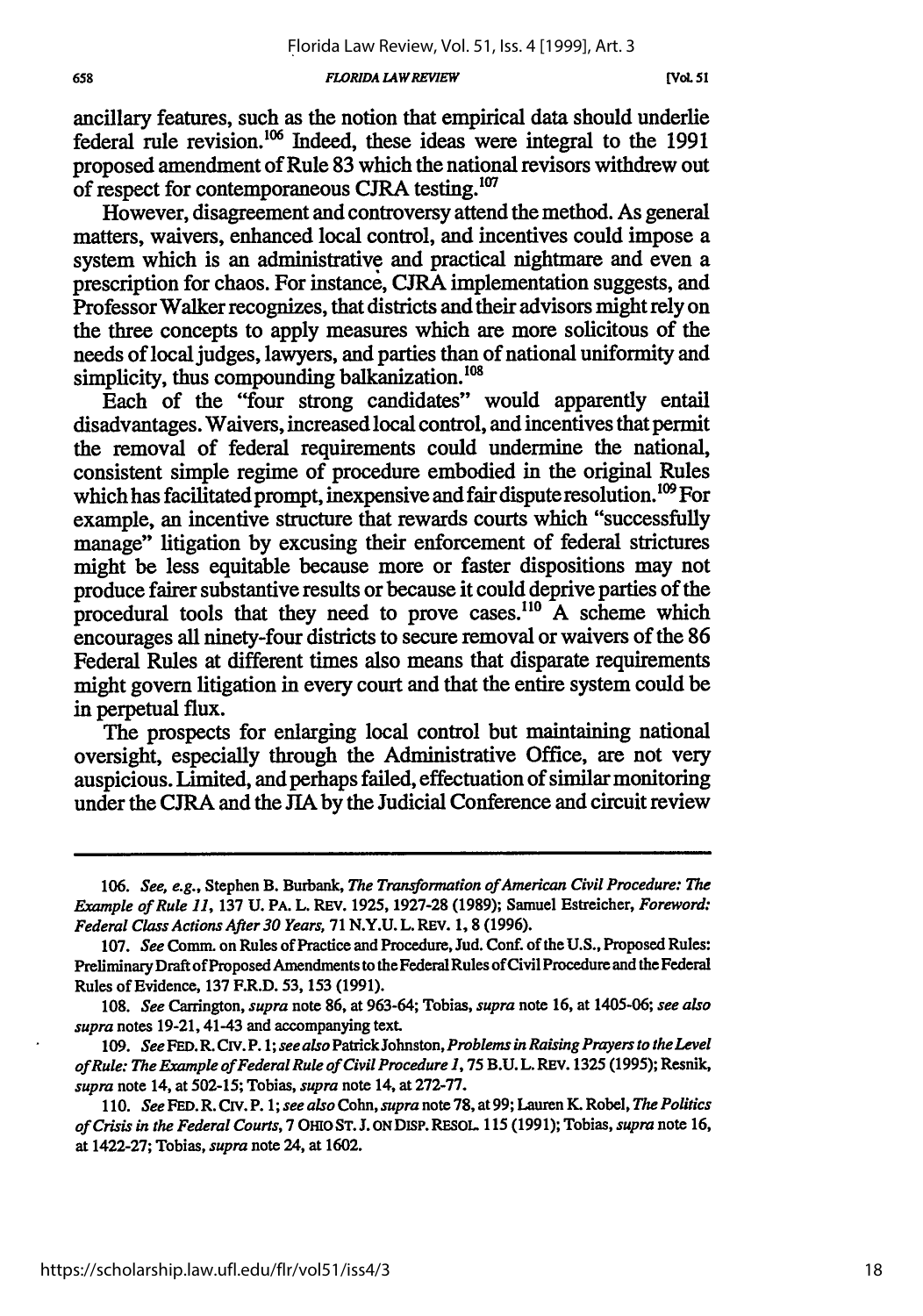ancillary features, such as the notion that empirical data should underlie federal rule revision.[106] Indeed, these ideas were integral to the 1991 proposed amendment of Rule 83 which the national revisors withdrew out of respect for contemporaneous CJRA testing.[107]

However, disagreement and controversy attend the method. As general matters, waivers, enhanced local control, and incentives could impose a system which is an administrative and practical nightmare and even a prescription for chaos. For instance, CJRA implementation suggests, and Professor Walker recognizes, that districts and their advisors might rely on the three concepts to apply measures which are more solicitous of the needs of local judges, lawyers, and parties than of national uniformity and simplicity, thus compounding balkanization.[108]

Each of the "four strong candidates" would apparently entail disadvantages. Waivers, increased local control, and incentives that permit the removal of federal requirements could undermine the national, consistent simple regime of procedure embodied in the original Rules which has facilitated prompt, inexpensive and fair dispute resolution.[109] For example, an incentive structure that rewards courts which "successfully manage" litigation by excusing their enforcement of federal strictures might be less equitable because more or faster dispositions may not produce fairer substantive results or because it could deprive parties of the procedural tools that they need to prove cases.[110] A scheme which encourages all ninety-four districts to secure removal or waivers of the 86 Federal Rules at different times also means that disparate requirements might govern litigation in every court and that the entire system could be in perpetual flux.

The prospects for enlarging local control but maintaining national oversight, especially through the Administrative Office, are not very auspicious. Limited, and perhaps failed, effectuation of similar monitoring under the CJRA and the JIA by the Judicial Conference and circuit review

---

106. *See, e.g.*, Stephen B. Burbank, *The Transformation of American Civil Procedure: The Example of Rule 11*, 137 U. PA. L. REV. 1925, 1927-28 (1989); Samuel Estreicher, *Foreword: Federal Class Actions After 30 Years*, 71 N.Y.U. L. REV. 1, 8 (1996).

107. *See* Comm. on Rules of Practice and Procedure, Jud. Conf. of the U.S., Proposed Rules: Preliminary Draft of Proposed Amendments to the Federal Rules of Civil Procedure and the Federal Rules of Evidence, 137 F.R.D. 53, 153 (1991).

108. *See* Carrington, *supra* note 86, at 963-64; Tobias, *supra* note 16, at 1405-06; *see also supra* notes 19-21, 41-43 and accompanying text.

109. *See* FED. R. CIV. P. 1; *see also* Patrick Johnston, *Problems in Raising Prayers to the Level of Rule: The Example of Federal Rule of Civil Procedure 1*, 75 B.U. L. REV. 1325 (1995); Resnik, *supra* note 14, at 502-15; Tobias, *supra* note 14, at 272-77.

110. *See* FED. R. CIV. P. 1; *see also* Cohn, *supra* note 78, at 99; Lauren K. Robel, *The Politics of Crisis in the Federal Courts*, 7 OHIO ST. J. ON DISP. RESOL. 115 (1991); Tobias, *supra* note 16, at 1422-27; Tobias, *supra* note 24, at 1602.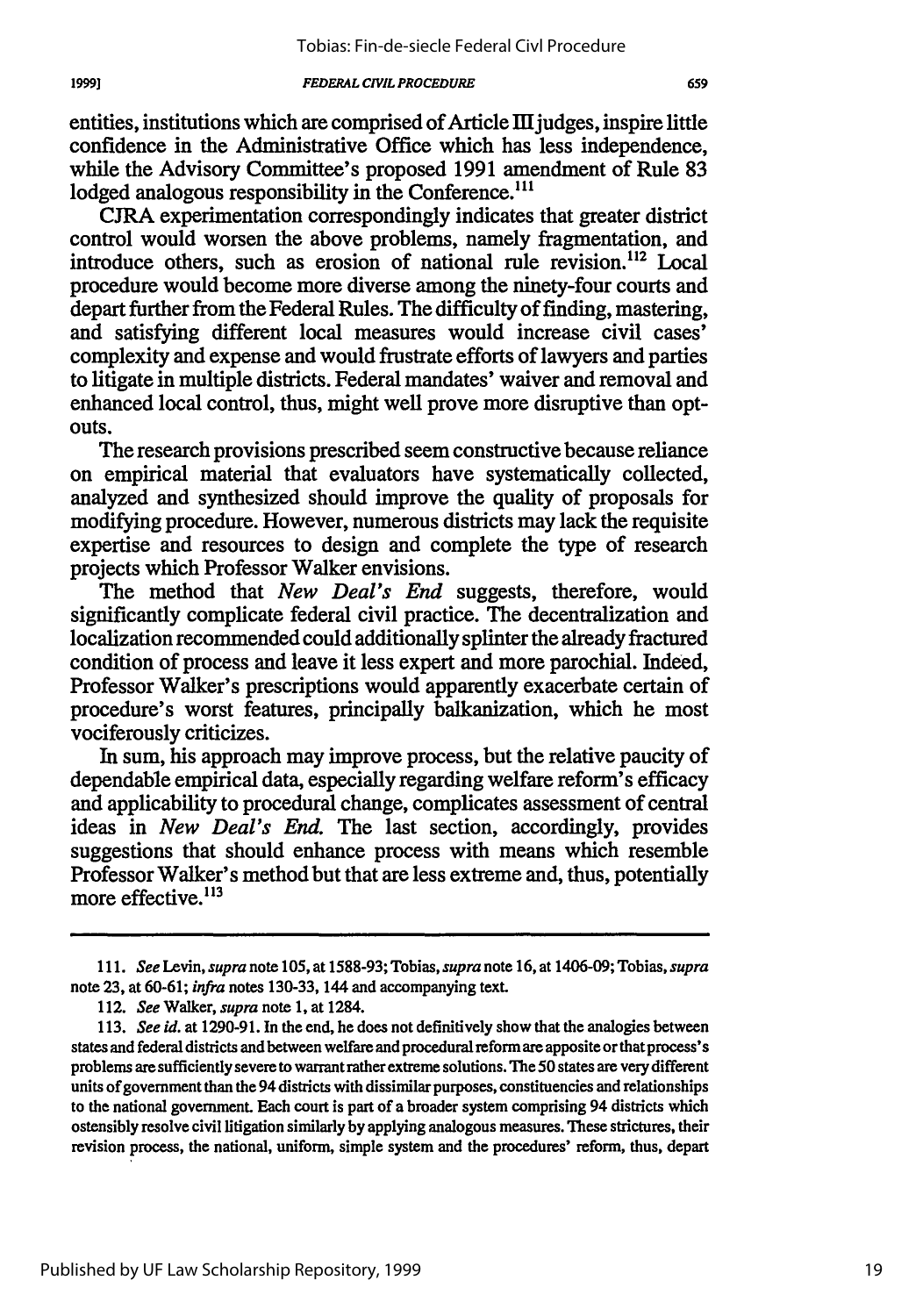entities, institutions which are comprised of Article III judges, inspire little confidence in the Administrative Office which has less independence, while the Advisory Committee's proposed 1991 amendment of Rule 83 lodged analogous responsibility in the Conference.[111]

CJRA experimentation correspondingly indicates that greater district control would worsen the above problems, namely fragmentation, and introduce others, such as erosion of national rule revision.[112] Local procedure would become more diverse among the ninety-four courts and depart further from the Federal Rules. The difficulty of finding, mastering, and satisfying different local measures would increase civil cases' complexity and expense and would frustrate efforts of lawyers and parties to litigate in multiple districts. Federal mandates' waiver and removal and enhanced local control, thus, might well prove more disruptive than opt-outs.

The research provisions prescribed seem constructive because reliance on empirical material that evaluators have systematically collected, analyzed and synthesized should improve the quality of proposals for modifying procedure. However, numerous districts may lack the requisite expertise and resources to design and complete the type of research projects which Professor Walker envisions.

The method that *New Deal's End* suggests, therefore, would significantly complicate federal civil practice. The decentralization and localization recommended could additionally splinter the already fractured condition of process and leave it less expert and more parochial. Indeed, Professor Walker's prescriptions would apparently exacerbate certain of procedure's worst features, principally balkanization, which he most vociferously criticizes.

In sum, his approach may improve process, but the relative paucity of dependable empirical data, especially regarding welfare reform's efficacy and applicability to procedural change, complicates assessment of central ideas in *New Deal's End*. The last section, accordingly, provides suggestions that should enhance process with means which resemble Professor Walker's method but that are less extreme and, thus, potentially more effective.[113]

---

111. *See* Levin, *supra* note 105, at 1588-93; Tobias, *supra* note 16, at 1406-09; Tobias, *supra* note 23, at 60-61; *infra* notes 130-33, 144 and accompanying text.

112. *See* Walker, *supra* note 1, at 1284.

113. *See id.* at 1290-91. In the end, he does not definitively show that the analogies between states and federal districts and between welfare and procedural reform are apposite or that process's problems are sufficiently severe to warrant rather extreme solutions. The 50 states are very different units of government than the 94 districts with dissimilar purposes, constituencies and relationships to the national government. Each court is part of a broader system comprising 94 districts which ostensibly resolve civil litigation similarly by applying analogous measures. These strictures, their revision process, the national, uniform, simple system and the procedures' reform, thus, depart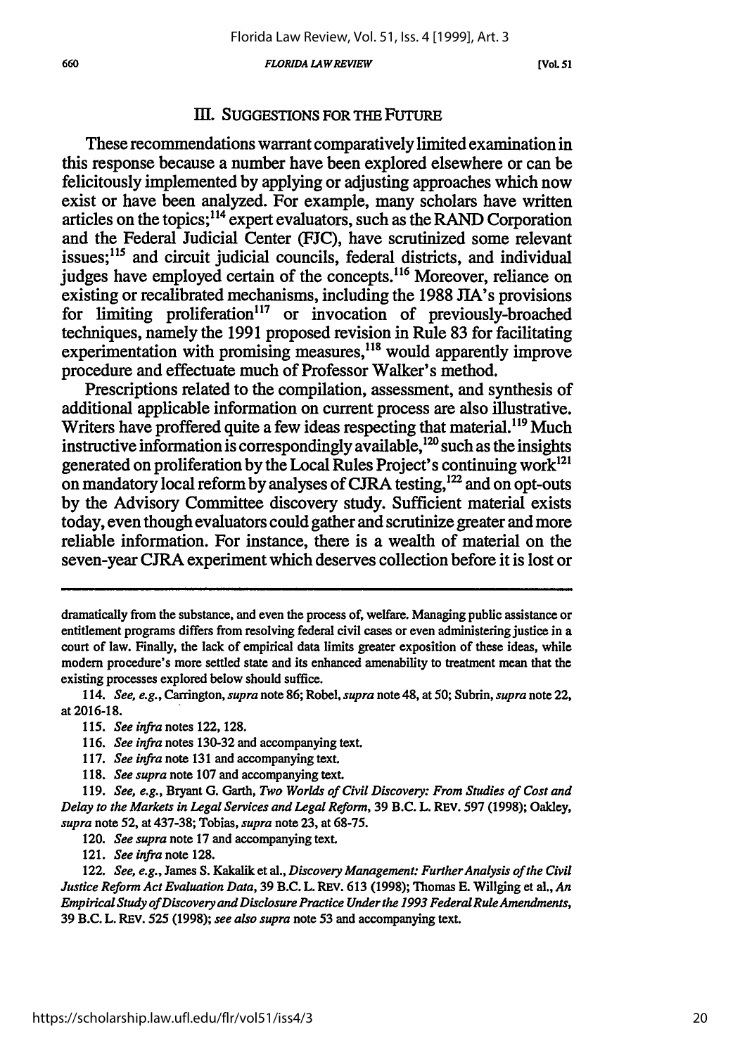## III. SUGGESTIONS FOR THE FUTURE

These recommendations warrant comparatively limited examination in this response because a number have been explored elsewhere or can be felicitously implemented by applying or adjusting approaches which now exist or have been analyzed. For example, many scholars have written articles on the topics;[114] expert evaluators, such as the RAND Corporation and the Federal Judicial Center (FJC), have scrutinized some relevant issues;[115] and circuit judicial councils, federal districts, and individual judges have employed certain of the concepts.[116] Moreover, reliance on existing or recalibrated mechanisms, including the 1988 JIA's provisions for limiting proliferation[117] or invocation of previously-broached techniques, namely the 1991 proposed revision in Rule 83 for facilitating experimentation with promising measures,[118] would apparently improve procedure and effectuate much of Professor Walker's method.

Prescriptions related to the compilation, assessment, and synthesis of additional applicable information on current process are also illustrative. Writers have proffered quite a few ideas respecting that material.[119] Much instructive information is correspondingly available,[120] such as the insights generated on proliferation by the Local Rules Project's continuing work[121] on mandatory local reform by analyses of CJRA testing,[122] and on opt-outs by the Advisory Committee discovery study. Sufficient material exists today, even though evaluators could gather and scrutinize greater and more reliable information. For instance, there is a wealth of material on the seven-year CJRA experiment which deserves collection before it is lost or

---

dramatically from the substance, and even the process of, welfare. Managing public assistance or entitlement programs differs from resolving federal civil cases or even administering justice in a court of law. Finally, the lack of empirical data limits greater exposition of these ideas, while modern procedure's more settled state and its enhanced amenability to treatment mean that the existing processes explored below should suffice.

114. *See, e.g.*, Carrington, *supra* note 86; Robel, *supra* note 48, at 50; Subrin, *supra* note 22, at 2016-18.

115. *See infra* notes 122, 128.

116. *See infra* notes 130-32 and accompanying text.

117. *See infra* note 131 and accompanying text.

118. *See supra* note 107 and accompanying text.

119. *See, e.g.*, Bryant G. Garth, *Two Worlds of Civil Discovery: From Studies of Cost and Delay to the Markets in Legal Services and Legal Reform*, 39 B.C. L. REV. 597 (1998); Oakley, *supra* note 52, at 437-38; Tobias, *supra* note 23, at 68-75.

120. *See supra* note 17 and accompanying text.

121. *See infra* note 128.

122. *See, e.g.*, James S. Kakalik et al., *Discovery Management: Further Analysis of the Civil Justice Reform Act Evaluation Data*, 39 B.C. L. REV. 613 (1998); Thomas E. Willging et al., *An Empirical Study of Discovery and Disclosure Practice Under the 1993 Federal Rule Amendments*, 39 B.C. L. REV. 525 (1998); *see also supra* note 53 and accompanying text.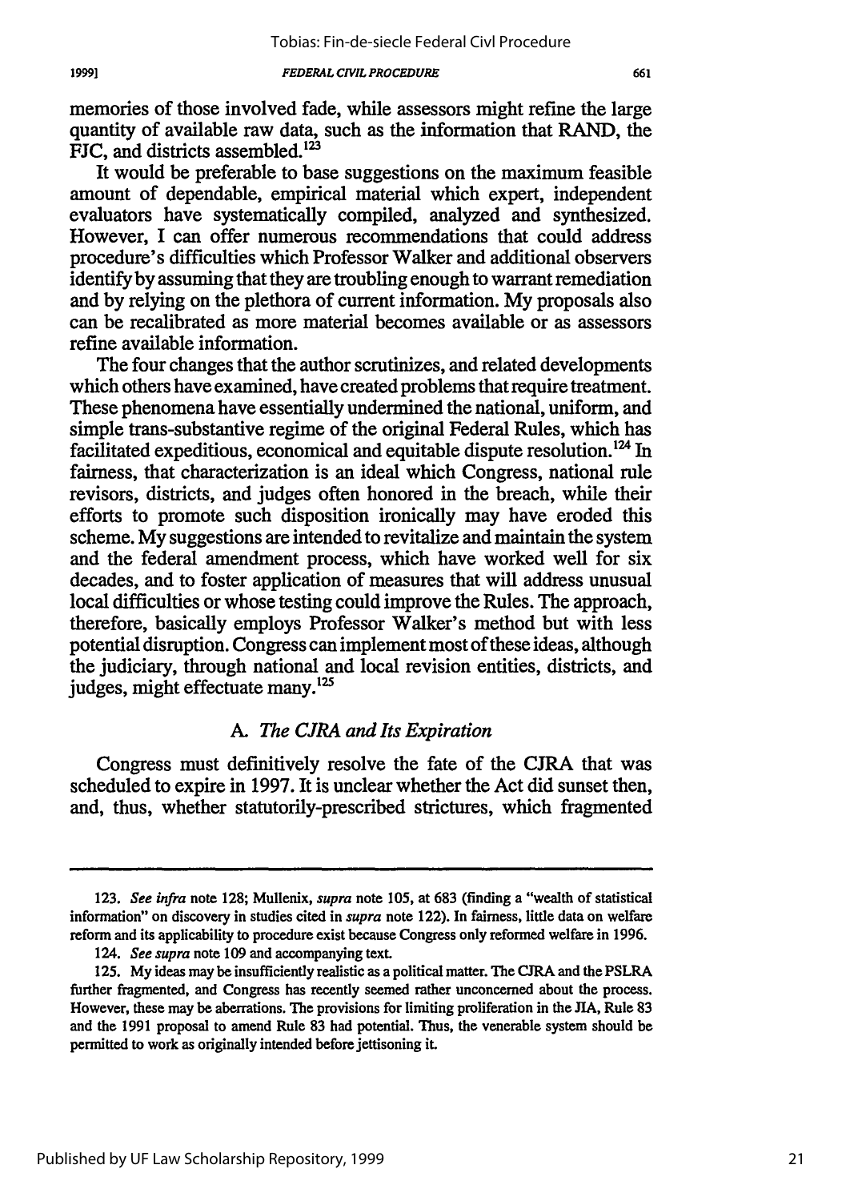memories of those involved fade, while assessors might refine the large quantity of available raw data, such as the information that RAND, the FJC, and districts assembled.[123]

It would be preferable to base suggestions on the maximum feasible amount of dependable, empirical material which expert, independent evaluators have systematically compiled, analyzed and synthesized. However, I can offer numerous recommendations that could address procedure's difficulties which Professor Walker and additional observers identify by assuming that they are troubling enough to warrant remediation and by relying on the plethora of current information. My proposals also can be recalibrated as more material becomes available or as assessors refine available information.

The four changes that the author scrutinizes, and related developments which others have examined, have created problems that require treatment. These phenomena have essentially undermined the national, uniform, and simple trans-substantive regime of the original Federal Rules, which has facilitated expeditious, economical and equitable dispute resolution.[124] In fairness, that characterization is an ideal which Congress, national rule revisors, districts, and judges often honored in the breach, while their efforts to promote such disposition ironically may have eroded this scheme. My suggestions are intended to revitalize and maintain the system and the federal amendment process, which have worked well for six decades, and to foster application of measures that will address unusual local difficulties or whose testing could improve the Rules. The approach, therefore, basically employs Professor Walker's method but with less potential disruption. Congress can implement most of these ideas, although the judiciary, through national and local revision entities, districts, and judges, might effectuate many.[125]

### *A. The CJRA and Its Expiration*

Congress must definitively resolve the fate of the CJRA that was scheduled to expire in 1997. It is unclear whether the Act did sunset then, and, thus, whether statutorily-prescribed strictures, which fragmented

---

123. *See infra* note 128; Mullenix, *supra* note 105, at 683 (finding a "wealth of statistical information" on discovery in studies cited in *supra* note 122). In fairness, little data on welfare reform and its applicability to procedure exist because Congress only reformed welfare in 1996.

124. *See supra* note 109 and accompanying text.

125. My ideas may be insufficiently realistic as a political matter. The CJRA and the PSLRA further fragmented, and Congress has recently seemed rather unconcerned about the process. However, these may be aberrations. The provisions for limiting proliferation in the JIA, Rule 83 and the 1991 proposal to amend Rule 83 had potential. Thus, the venerable system should be permitted to work as originally intended before jettisoning it.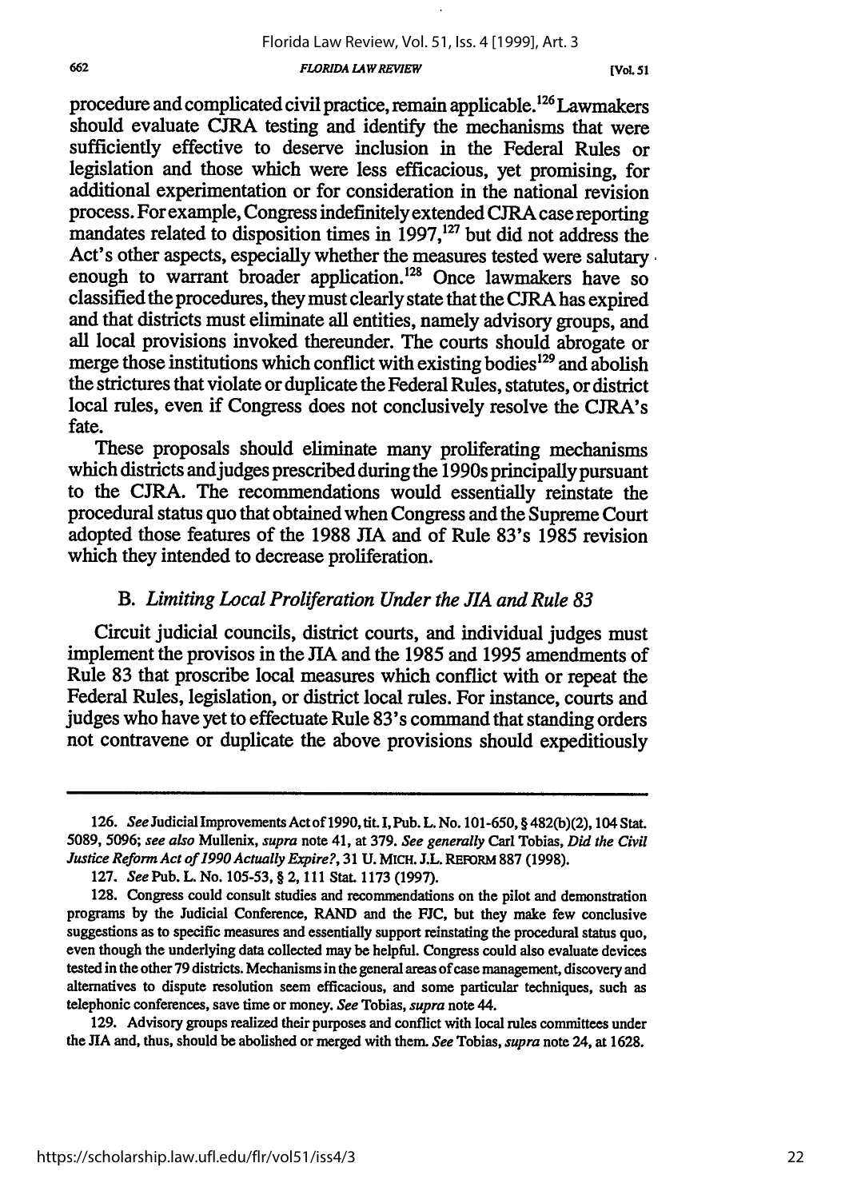procedure and complicated civil practice, remain applicable.[126] Lawmakers should evaluate CJRA testing and identify the mechanisms that were sufficiently effective to deserve inclusion in the Federal Rules or legislation and those which were less efficacious, yet promising, for additional experimentation or for consideration in the national revision process. For example, Congress indefinitely extended CJRA case reporting mandates related to disposition times in 1997,[127] but did not address the Act's other aspects, especially whether the measures tested were salutary enough to warrant broader application.[128] Once lawmakers have so classified the procedures, they must clearly state that the CJRA has expired and that districts must eliminate all entities, namely advisory groups, and all local provisions invoked thereunder. The courts should abrogate or merge those institutions which conflict with existing bodies[129] and abolish the strictures that violate or duplicate the Federal Rules, statutes, or district local rules, even if Congress does not conclusively resolve the CJRA's fate.

These proposals should eliminate many proliferating mechanisms which districts and judges prescribed during the 1990s principally pursuant to the CJRA. The recommendations would essentially reinstate the procedural status quo that obtained when Congress and the Supreme Court adopted those features of the 1988 JIA and of Rule 83's 1985 revision which they intended to decrease proliferation.

### B. *Limiting Local Proliferation Under the JIA and Rule 83*

Circuit judicial councils, district courts, and individual judges must implement the provisos in the JIA and the 1985 and 1995 amendments of Rule 83 that proscribe local measures which conflict with or repeat the Federal Rules, legislation, or district local rules. For instance, courts and judges who have yet to effectuate Rule 83's command that standing orders not contravene or duplicate the above provisions should expeditiously

---

126. *See* Judicial Improvements Act of 1990, tit. I, Pub. L. No. 101-650, § 482(b)(2), 104 Stat. 5089, 5096; *see also* Mullenix, *supra* note 41, at 379. *See generally* Carl Tobias, *Did the Civil Justice Reform Act of 1990 Actually Expire?*, 31 U. MICH. J.L. REFORM 887 (1998).

127. *See* Pub. L. No. 105-53, § 2, 111 Stat. 1173 (1997).

128. Congress could consult studies and recommendations on the pilot and demonstration programs by the Judicial Conference, RAND and the FJC, but they make few conclusive suggestions as to specific measures and essentially support reinstating the procedural status quo, even though the underlying data collected may be helpful. Congress could also evaluate devices tested in the other 79 districts. Mechanisms in the general areas of case management, discovery and alternatives to dispute resolution seem efficacious, and some particular techniques, such as telephonic conferences, save time or money. *See* Tobias, *supra* note 44.

129. Advisory groups realized their purposes and conflict with local rules committees under the JIA and, thus, should be abolished or merged with them. *See* Tobias, *supra* note 24, at 1628.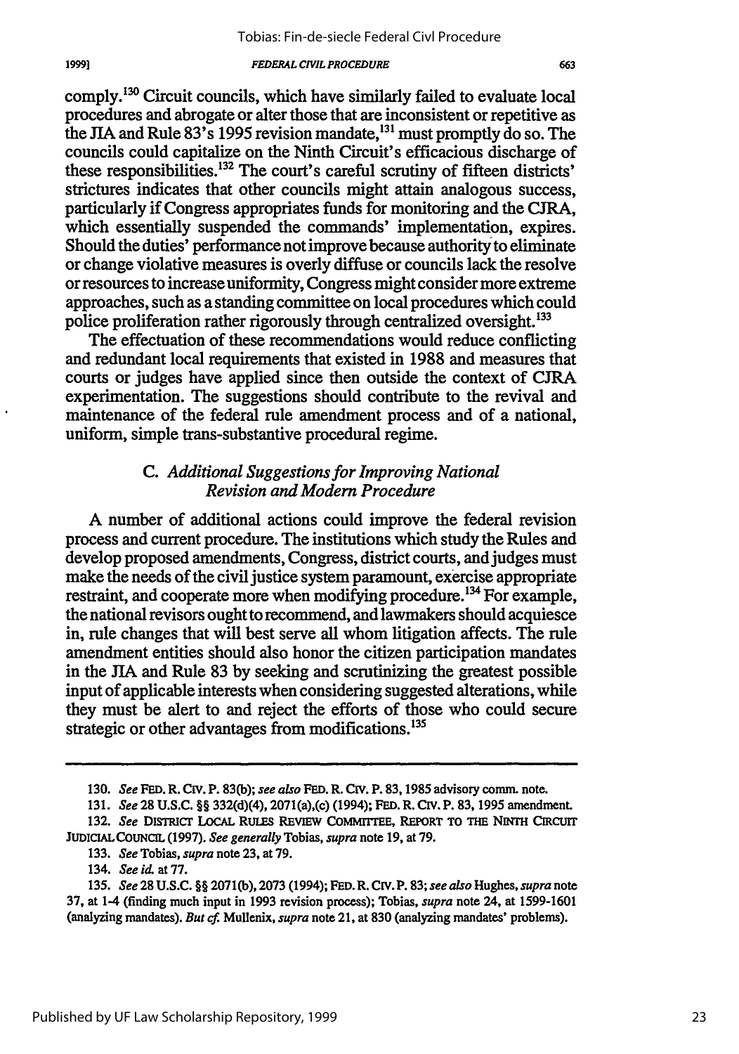comply.[130] Circuit councils, which have similarly failed to evaluate local procedures and abrogate or alter those that are inconsistent or repetitive as the JIA and Rule 83's 1995 revision mandate,[131] must promptly do so. The councils could capitalize on the Ninth Circuit's efficacious discharge of these responsibilities.[132] The court's careful scrutiny of fifteen districts' strictures indicates that other councils might attain analogous success, particularly if Congress appropriates funds for monitoring and the CJRA, which essentially suspended the commands' implementation, expires. Should the duties' performance not improve because authority to eliminate or change violative measures is overly diffuse or councils lack the resolve or resources to increase uniformity, Congress might consider more extreme approaches, such as a standing committee on local procedures which could police proliferation rather rigorously through centralized oversight.[133]

The effectuation of these recommendations would reduce conflicting and redundant local requirements that existed in 1988 and measures that courts or judges have applied since then outside the context of CJRA experimentation. The suggestions should contribute to the revival and maintenance of the federal rule amendment process and of a national, uniform, simple trans-substantive procedural regime.

### C. *Additional Suggestions for Improving National Revision and Modern Procedure*

A number of additional actions could improve the federal revision process and current procedure. The institutions which study the Rules and develop proposed amendments, Congress, district courts, and judges must make the needs of the civil justice system paramount, exercise appropriate restraint, and cooperate more when modifying procedure.[134] For example, the national revisors ought to recommend, and lawmakers should acquiesce in, rule changes that will best serve all whom litigation affects. The rule amendment entities should also honor the citizen participation mandates in the JIA and Rule 83 by seeking and scrutinizing the greatest possible input of applicable interests when considering suggested alterations, while they must be alert to and reject the efforts of those who could secure strategic or other advantages from modifications.[135]

---

130. *See* FED. R. CIV. P. 83(b); *see also* FED. R. CIV. P. 83, 1985 advisory comm. note.

131. *See* 28 U.S.C. §§ 332(d)(4), 2071(a),(c) (1994); FED. R. CIV. P. 83, 1995 amendment.

132. *See* DISTRICT LOCAL RULES REVIEW COMMITTEE, REPORT TO THE NINTH CIRCUIT JUDICIAL COUNCIL (1997). *See generally* Tobias, *supra* note 19, at 79.

133. *See* Tobias, *supra* note 23, at 79.

134. *See id.* at 77.

135. *See* 28 U.S.C. §§ 2071(b), 2073 (1994); FED. R. CIV. P. 83; *see also* Hughes, *supra* note 37, at 1-4 (finding much input in 1993 revision process); Tobias, *supra* note 24, at 1599-1601 (analyzing mandates). *But cf.* Mullenix, *supra* note 21, at 830 (analyzing mandates' problems).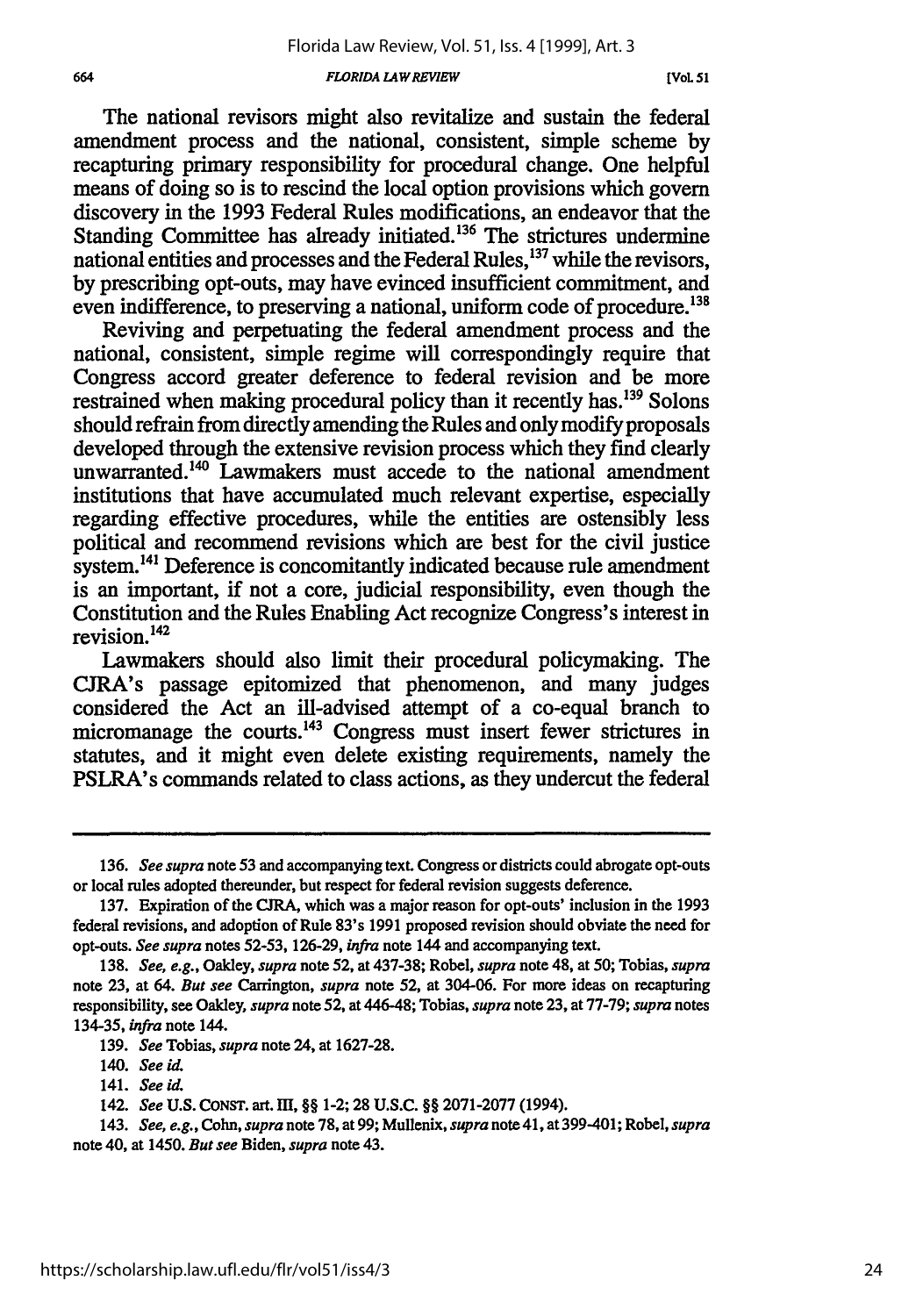The national revisors might also revitalize and sustain the federal amendment process and the national, consistent, simple scheme by recapturing primary responsibility for procedural change. One helpful means of doing so is to rescind the local option provisions which govern discovery in the 1993 Federal Rules modifications, an endeavor that the Standing Committee has already initiated.[136] The strictures undermine national entities and processes and the Federal Rules,[137] while the revisors, by prescribing opt-outs, may have evinced insufficient commitment, and even indifference, to preserving a national, uniform code of procedure.[138]

Reviving and perpetuating the federal amendment process and the national, consistent, simple regime will correspondingly require that Congress accord greater deference to federal revision and be more restrained when making procedural policy than it recently has.[139] Solons should refrain from directly amending the Rules and only modify proposals developed through the extensive revision process which they find clearly unwarranted.[140] Lawmakers must accede to the national amendment institutions that have accumulated much relevant expertise, especially regarding effective procedures, while the entities are ostensibly less political and recommend revisions which are best for the civil justice system.[141] Deference is concomitantly indicated because rule amendment is an important, if not a core, judicial responsibility, even though the Constitution and the Rules Enabling Act recognize Congress's interest in revision.[142]

Lawmakers should also limit their procedural policymaking. The CJRA's passage epitomized that phenomenon, and many judges considered the Act an ill-advised attempt of a co-equal branch to micromanage the courts.[143] Congress must insert fewer strictures in statutes, and it might even delete existing requirements, namely the PSLRA's commands related to class actions, as they undercut the federal

---

136. *See supra* note 53 and accompanying text. Congress or districts could abrogate opt-outs or local rules adopted thereunder, but respect for federal revision suggests deference.

137. Expiration of the CJRA, which was a major reason for opt-outs' inclusion in the 1993 federal revisions, and adoption of Rule 83's 1991 proposed revision should obviate the need for opt-outs. *See supra* notes 52-53, 126-29, *infra* note 144 and accompanying text.

138. *See, e.g.*, Oakley, *supra* note 52, at 437-38; Robel, *supra* note 48, at 50; Tobias, *supra* note 23, at 64. *But see* Carrington, *supra* note 52, at 304-06. For more ideas on recapturing responsibility, see Oakley, *supra* note 52, at 446-48; Tobias, *supra* note 23, at 77-79; *supra* notes 134-35, *infra* note 144.

139. *See* Tobias, *supra* note 24, at 1627-28.

140. *See id.*

141. *See id.*

142. *See* U.S. CONST. art. III, §§ 1-2; 28 U.S.C. §§ 2071-2077 (1994).

143. *See, e.g.*, Cohn, *supra* note 78, at 99; Mullenix, *supra* note 41, at 399-401; Robel, *supra* note 40, at 1450. *But see* Biden, *supra* note 43.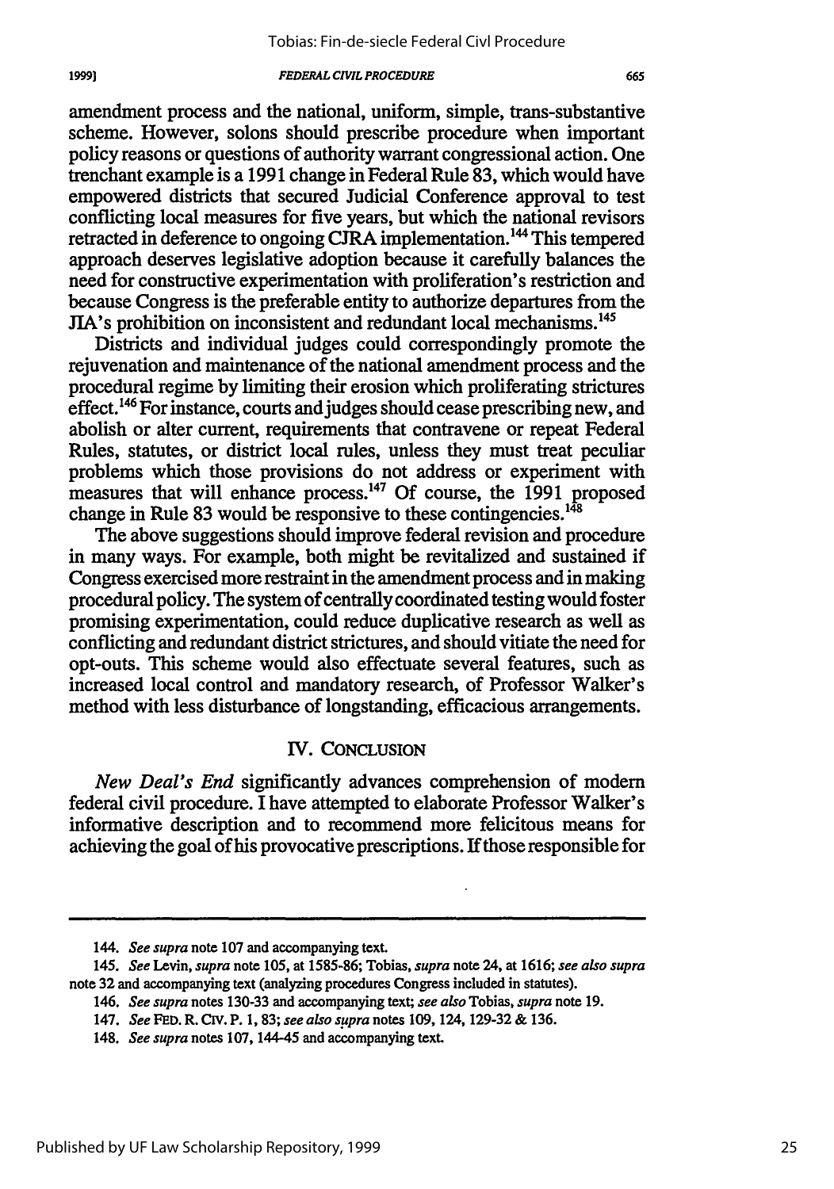amendment process and the national, uniform, simple, trans-substantive scheme. However, solons should prescribe procedure when important policy reasons or questions of authority warrant congressional action. One trenchant example is a 1991 change in Federal Rule 83, which would have empowered districts that secured Judicial Conference approval to test conflicting local measures for five years, but which the national revisors retracted in deference to ongoing CJRA implementation.[144] This tempered approach deserves legislative adoption because it carefully balances the need for constructive experimentation with proliferation's restriction and because Congress is the preferable entity to authorize departures from the JIA's prohibition on inconsistent and redundant local mechanisms.[145]

Districts and individual judges could correspondingly promote the rejuvenation and maintenance of the national amendment process and the procedural regime by limiting their erosion which proliferating strictures effect.[146] For instance, courts and judges should cease prescribing new, and abolish or alter current, requirements that contravene or repeat Federal Rules, statutes, or district local rules, unless they must treat peculiar problems which those provisions do not address or experiment with measures that will enhance process.[147] Of course, the 1991 proposed change in Rule 83 would be responsive to these contingencies.[148]

The above suggestions should improve federal revision and procedure in many ways. For example, both might be revitalized and sustained if Congress exercised more restraint in the amendment process and in making procedural policy. The system of centrally coordinated testing would foster promising experimentation, could reduce duplicative research as well as conflicting and redundant district strictures, and should vitiate the need for opt-outs. This scheme would also effectuate several features, such as increased local control and mandatory research, of Professor Walker's method with less disturbance of longstanding, efficacious arrangements.

## IV. CONCLUSION

*New Deal's End* significantly advances comprehension of modern federal civil procedure. I have attempted to elaborate Professor Walker's informative description and to recommend more felicitous means for achieving the goal of his provocative prescriptions. If those responsible for

---

144. *See supra* note 107 and accompanying text.

145. *See* Levin, *supra* note 105, at 1585-86; Tobias, *supra* note 24, at 1616; *see also supra* note 32 and accompanying text (analyzing procedures Congress included in statutes).

146. *See supra* notes 130-33 and accompanying text; *see also* Tobias, *supra* note 19.

147. *See* FED. R. CIV. P. 1, 83; *see also supra* notes 109, 124, 129-32 & 136.

148. *See supra* notes 107, 144-45 and accompanying text.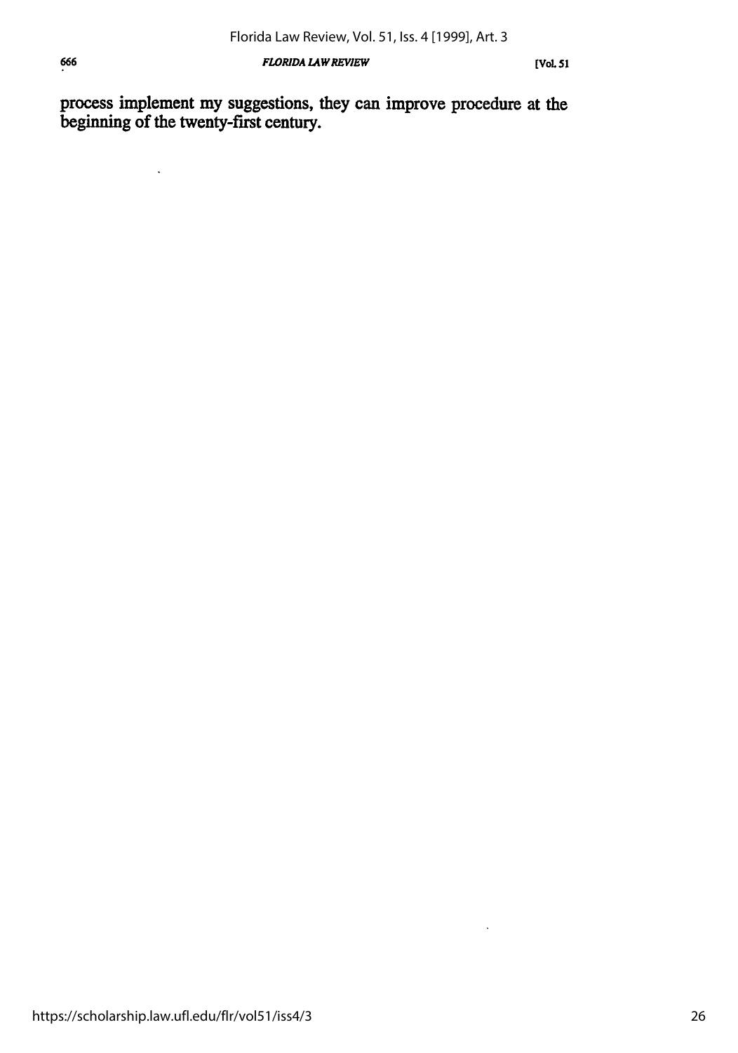process implement my suggestions, they can improve procedure at the beginning of the twenty-first century.